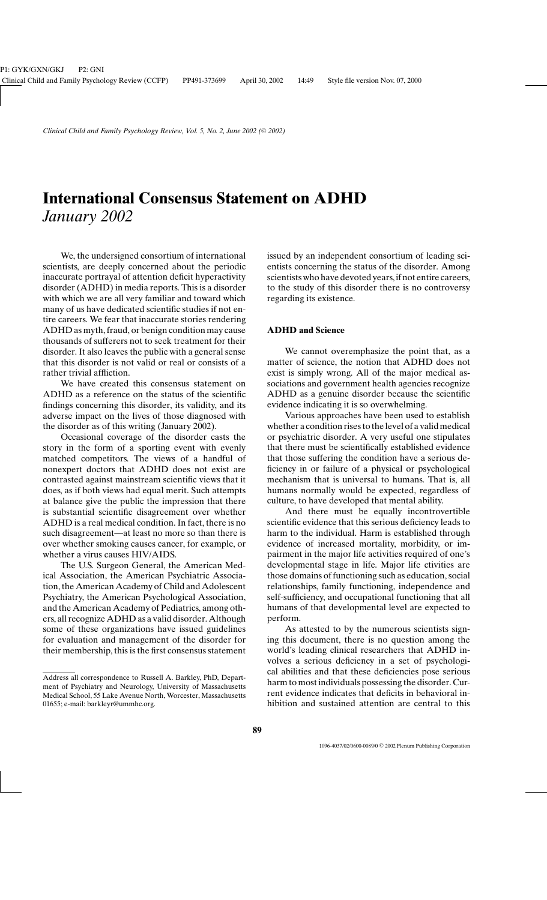# International Consensus Statement on ADHD

*January 2002*

We, the undersigned consortium of international scientists, are deeply concerned about the periodic inaccurate portrayal of attention deficit hyperactivity disorder (ADHD) in media reports. This is a disorder with which we are all very familiar and toward which many of us have dedicated scientific studies if not entire careers. We fear that inaccurate stories rendering ADHD as myth, fraud, or benign condition may cause thousands of sufferers not to seek treatment for their disorder. It also leaves the public with a general sense that this disorder is not valid or real or consists of a rather trivial affliction.

We have created this consensus statement on ADHD as a reference on the status of the scientific findings concerning this disorder, its validity, and its adverse impact on the lives of those diagnosed with the disorder as of this writing (January 2002).

Occasional coverage of the disorder casts the story in the form of a sporting event with evenly matched competitors. The views of a handful of nonexpert doctors that ADHD does not exist are contrasted against mainstream scientific views that it does, as if both views had equal merit. Such attempts at balance give the public the impression that there is substantial scientific disagreement over whether ADHD is a real medical condition. In fact, there is no such disagreement—at least no more so than there is over whether smoking causes cancer, for example, or whether a virus causes HIV/AIDS.

The U.S. Surgeon General, the American Medical Association, the American Psychiatric Association, the American Academy of Child and Adolescent Psychiatry, the American Psychological Association, and the American Academy of Pediatrics, among others, all recognize ADHD as a valid disorder. Although some of these organizations have issued guidelines for evaluation and management of the disorder for their membership, this is the first consensus statement issued by an independent consortium of leading scientists concerning the status of the disorder. Among scientists who have devoted years, if not entire careers, to the study of this disorder there is no controversy regarding its existence.

## ADHD and Science

We cannot overemphasize the point that, as a matter of science, the notion that ADHD does not exist is simply wrong. All of the major medical associations and government health agencies recognize ADHD as a genuine disorder because the scientific evidence indicating it is so overwhelming.

Various approaches have been used to establish whether a condition rises to the level of a valid medical or psychiatric disorder. A very useful one stipulates that there must be scientifically established evidence that those suffering the condition have a serious deficiency in or failure of a physical or psychological mechanism that is universal to humans. That is, all humans normally would be expected, regardless of culture, to have developed that mental ability.

And there must be equally incontrovertible scientific evidence that this serious deficiency leads to harm to the individual. Harm is established through evidence of increased mortality, morbidity, or impairment in the major life activities required of one's developmental stage in life. Major life ctivities are those domains of functioning such as education, social relationships, family functioning, independence and self-sufficiency, and occupational functioning that all humans of that developmental level are expected to perform.

As attested to by the numerous scientists signing this document, there is no question among the world's leading clinical researchers that ADHD involves a serious deficiency in a set of psychological abilities and that these deficiencies pose serious harm to most individuals possessing the disorder. Current evidence indicates that deficits in behavioral inhibition and sustained attention are central to this

Address all correspondence to Russell A. Barkley, PhD, Department of Psychiatry and Neurology, University of Massachusetts Medical School, 55 Lake Avenue North, Worcester, Massachusetts 01655; e-mail: barkleyr@ummhc.org.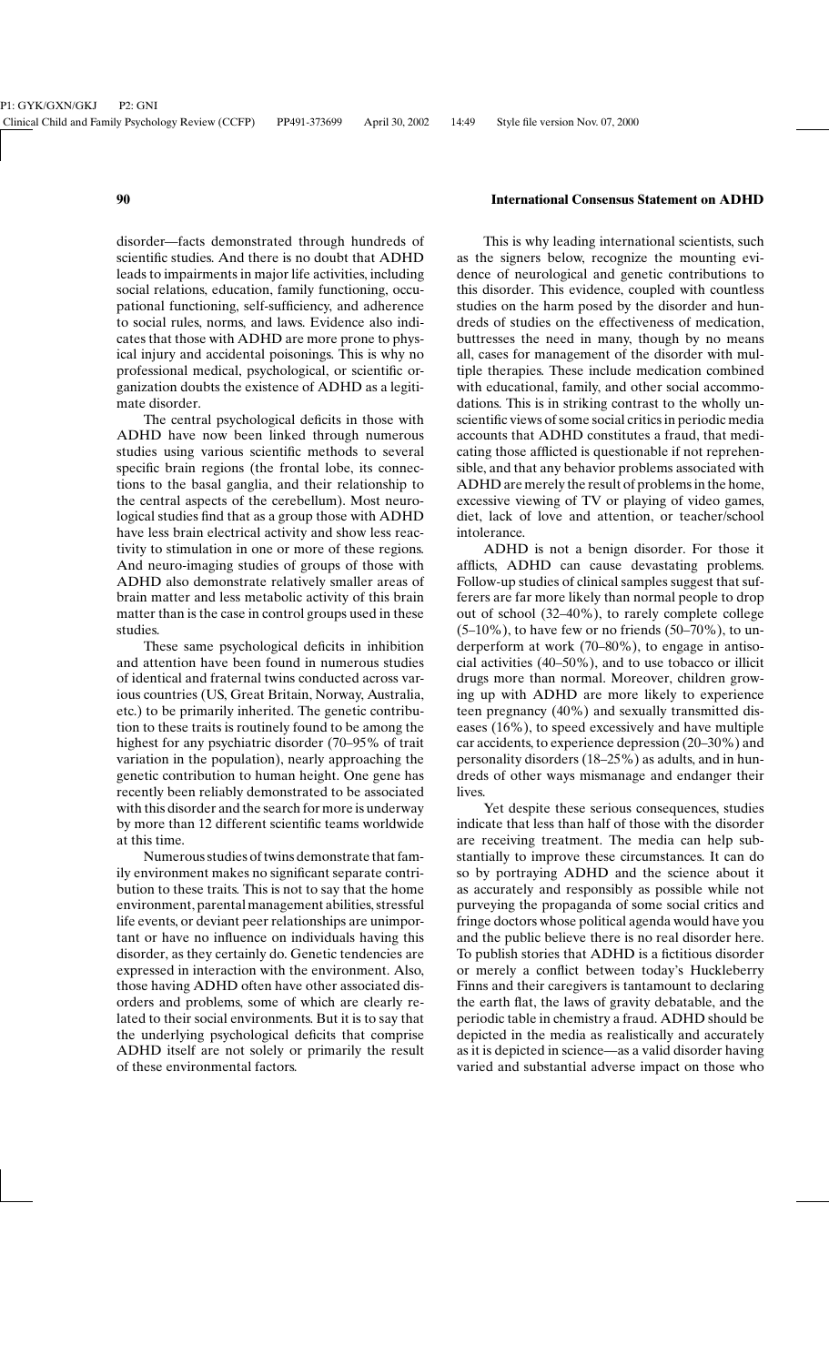disorder—facts demonstrated through hundreds of scientific studies. And there is no doubt that ADHD leads to impairments in major life activities, including social relations, education, family functioning, occupational functioning, self-sufficiency, and adherence to social rules, norms, and laws. Evidence also indicates that those with ADHD are more prone to physical injury and accidental poisonings. This is why no professional medical, psychological, or scientific organization doubts the existence of ADHD as a legitimate disorder.

The central psychological deficits in those with ADHD have now been linked through numerous studies using various scientific methods to several specific brain regions (the frontal lobe, its connections to the basal ganglia, and their relationship to the central aspects of the cerebellum). Most neurological studies find that as a group those with ADHD have less brain electrical activity and show less reactivity to stimulation in one or more of these regions. And neuro-imaging studies of groups of those with ADHD also demonstrate relatively smaller areas of brain matter and less metabolic activity of this brain matter than is the case in control groups used in these studies.

These same psychological deficits in inhibition and attention have been found in numerous studies of identical and fraternal twins conducted across various countries (US, Great Britain, Norway, Australia, etc.) to be primarily inherited. The genetic contribution to these traits is routinely found to be among the highest for any psychiatric disorder (70–95% of trait variation in the population), nearly approaching the genetic contribution to human height. One gene has recently been reliably demonstrated to be associated with this disorder and the search for more is underway by more than 12 different scientific teams worldwide at this time.

Numerous studies of twins demonstrate that family environment makes no significant separate contribution to these traits. This is not to say that the home environment, parental management abilities, stressful life events, or deviant peer relationships are unimportant or have no influence on individuals having this disorder, as they certainly do. Genetic tendencies are expressed in interaction with the environment. Also, those having ADHD often have other associated disorders and problems, some of which are clearly related to their social environments. But it is to say that the underlying psychological deficits that comprise ADHD itself are not solely or primarily the result of these environmental factors.

This is why leading international scientists, such as the signers below, recognize the mounting evidence of neurological and genetic contributions to this disorder. This evidence, coupled with countless studies on the harm posed by the disorder and hundreds of studies on the effectiveness of medication, buttresses the need in many, though by no means all, cases for management of the disorder with multiple therapies. These include medication combined with educational, family, and other social accommodations. This is in striking contrast to the wholly unscientific views of some social critics in periodic media accounts that ADHD constitutes a fraud, that medicating those afflicted is questionable if not reprehensible, and that any behavior problems associated with ADHD are merely the result of problems in the home, excessive viewing of TV or playing of video games, diet, lack of love and attention, or teacher/school intolerance.

ADHD is not a benign disorder. For those it afflicts, ADHD can cause devastating problems. Follow-up studies of clinical samples suggest that sufferers are far more likely than normal people to drop out of school (32–40%), to rarely complete college (5–10%), to have few or no friends (50–70%), to underperform at work (70–80%), to engage in antisocial activities (40–50%), and to use tobacco or illicit drugs more than normal. Moreover, children growing up with ADHD are more likely to experience teen pregnancy (40%) and sexually transmitted diseases (16%), to speed excessively and have multiple car accidents, to experience depression (20–30%) and personality disorders (18–25%) as adults, and in hundreds of other ways mismanage and endanger their lives.

Yet despite these serious consequences, studies indicate that less than half of those with the disorder are receiving treatment. The media can help substantially to improve these circumstances. It can do so by portraying ADHD and the science about it as accurately and responsibly as possible while not purveying the propaganda of some social critics and fringe doctors whose political agenda would have you and the public believe there is no real disorder here. To publish stories that ADHD is a fictitious disorder or merely a conflict between today's Huckleberry Finns and their caregivers is tantamount to declaring the earth flat, the laws of gravity debatable, and the periodic table in chemistry a fraud. ADHD should be depicted in the media as realistically and accurately as it is depicted in science—as a valid disorder having varied and substantial adverse impact on those who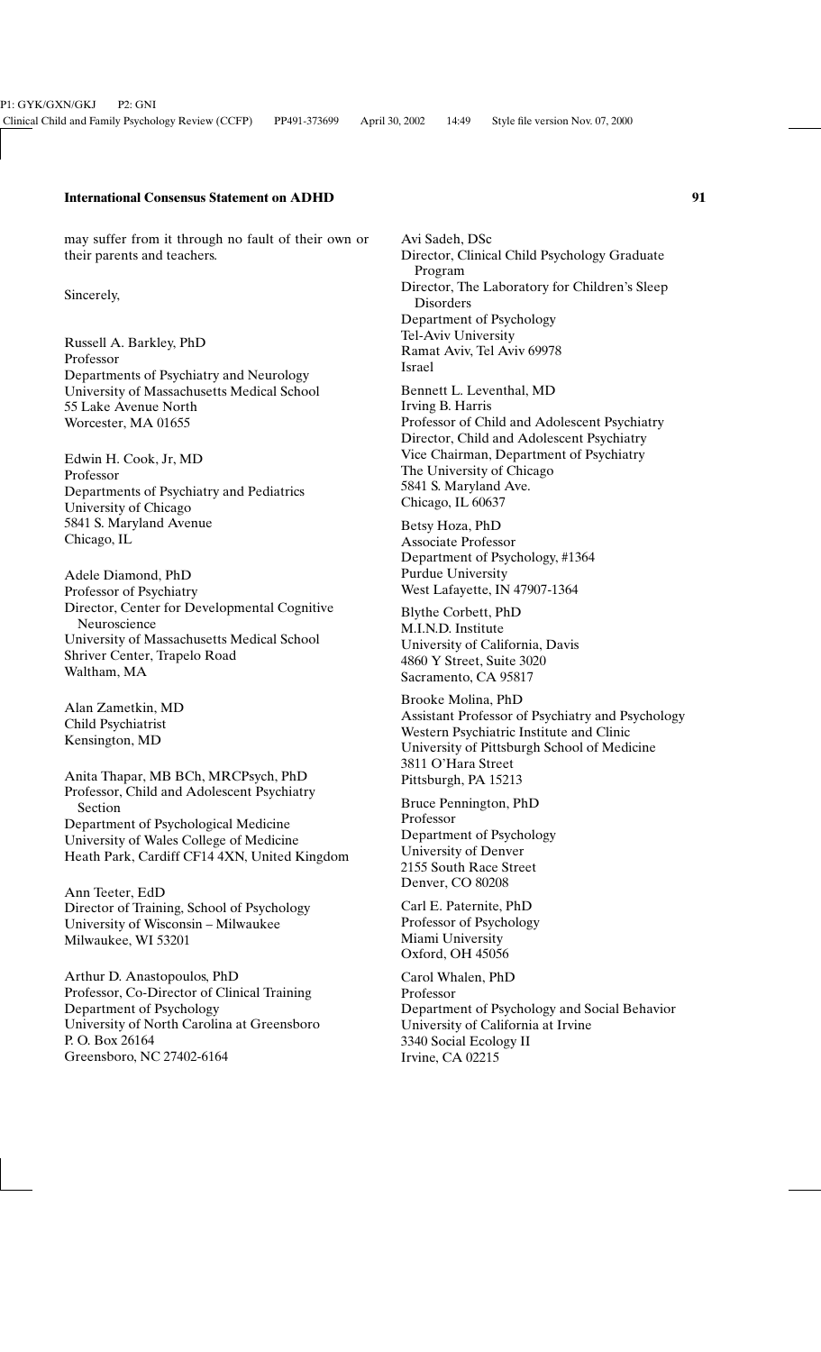may suffer from it through no fault of their own or their parents and teachers.

Sincerely,

Russell A. Barkley, PhD
Professor
Departments of Psychiatry and Neurology
University of Massachusetts Medical School
55 Lake Avenue North
Worcester, MA 01655

Edwin H. Cook, Jr, MD
Professor
Departments of Psychiatry and Pediatrics
University of Chicago
5841 S. Maryland Avenue
Chicago, IL

Adele Diamond, PhD
Professor of Psychiatry
Director, Center for Developmental Cognitive Neuroscience
University of Massachusetts Medical School
Shriver Center, Trapelo Road
Waltham, MA

Alan Zametkin, MD
Child Psychiatrist
Kensington, MD

Anita Thapar, MB BCh, MRCPsych, PhD
Professor, Child and Adolescent Psychiatry Section
Department of Psychological Medicine
University of Wales College of Medicine
Heath Park, Cardiff CF14 4XN, United Kingdom

Ann Teeter, EdD
Director of Training, School of Psychology
University of Wisconsin – Milwaukee
Milwaukee, WI 53201

Arthur D. Anastopoulos, PhD
Professor, Co-Director of Clinical Training
Department of Psychology
University of North Carolina at Greensboro
P. O. Box 26164
Greensboro, NC 27402-6164

Avi Sadeh, DSc
Director, Clinical Child Psychology Graduate Program
Director, The Laboratory for Children's Sleep Disorders
Department of Psychology
Tel-Aviv University
Ramat Aviv, Tel Aviv 69978
Israel

Bennett L. Leventhal, MD
Irving B. Harris
Professor of Child and Adolescent Psychiatry
Director, Child and Adolescent Psychiatry
Vice Chairman, Department of Psychiatry
The University of Chicago
5841 S. Maryland Ave.
Chicago, IL 60637

Betsy Hoza, PhD
Associate Professor
Department of Psychology, #1364
Purdue University
West Lafayette, IN 47907-1364

Blythe Corbett, PhD
M.I.N.D. Institute
University of California, Davis
4860 Y Street, Suite 3020
Sacramento, CA 95817

Brooke Molina, PhD
Assistant Professor of Psychiatry and Psychology
Western Psychiatric Institute and Clinic
University of Pittsburgh School of Medicine
3811 O'Hara Street
Pittsburgh, PA 15213

Bruce Pennington, PhD
Professor
Department of Psychology
University of Denver
2155 South Race Street
Denver, CO 80208

Carl E. Paternite, PhD
Professor of Psychology
Miami University
Oxford, OH 45056

Carol Whalen, PhD
Professor
Department of Psychology and Social Behavior
University of California at Irvine
3340 Social Ecology II
Irvine, CA 02215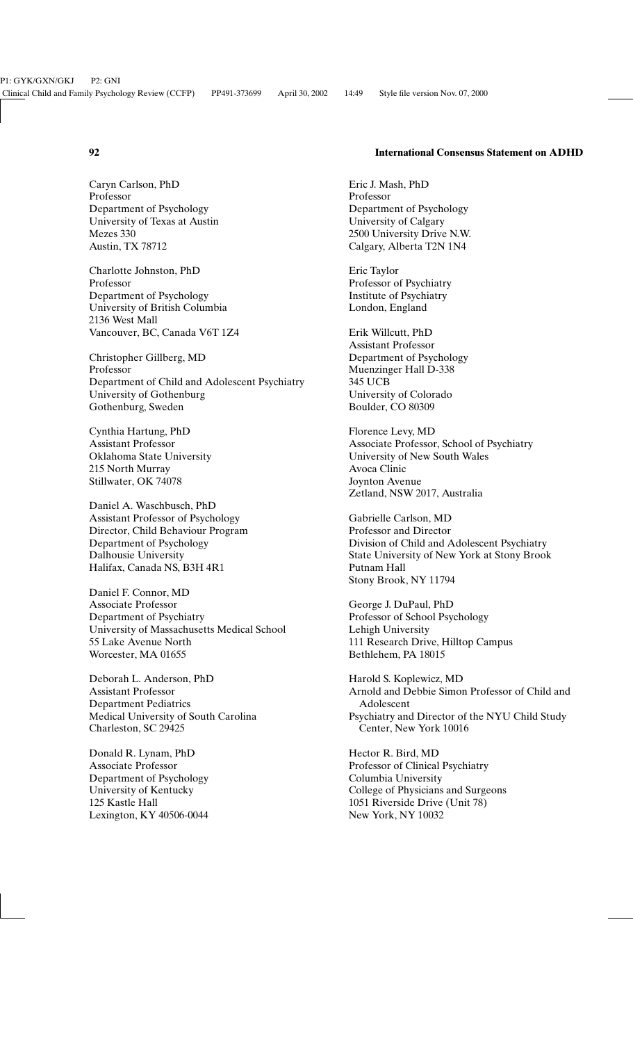Caryn Carlson, PhD
Professor
Department of Psychology
University of Texas at Austin
Mezes 330
Austin, TX 78712

Charlotte Johnston, PhD
Professor
Department of Psychology
University of British Columbia
2136 West Mall
Vancouver, BC, Canada V6T 1Z4

Christopher Gillberg, MD
Professor
Department of Child and Adolescent Psychiatry
University of Gothenburg
Gothenburg, Sweden

Cynthia Hartung, PhD
Assistant Professor
Oklahoma State University
215 North Murray
Stillwater, OK 74078

Daniel A. Waschbusch, PhD
Assistant Professor of Psychology
Director, Child Behaviour Program
Department of Psychology
Dalhousie University
Halifax, Canada NS, B3H 4R1

Daniel F. Connor, MD
Associate Professor
Department of Psychiatry
University of Massachusetts Medical School
55 Lake Avenue North
Worcester, MA 01655

Deborah L. Anderson, PhD
Assistant Professor
Department Pediatrics
Medical University of South Carolina
Charleston, SC 29425

Donald R. Lynam, PhD
Associate Professor
Department of Psychology
University of Kentucky
125 Kastle Hall
Lexington, KY 40506-0044

Eric J. Mash, PhD
Professor
Department of Psychology
University of Calgary
2500 University Drive N.W.
Calgary, Alberta T2N 1N4

Eric Taylor
Professor of Psychiatry
Institute of Psychiatry
London, England

Erik Willcutt, PhD
Assistant Professor
Department of Psychology
Muenzinger Hall D-338
345 UCB
University of Colorado
Boulder, CO 80309

Florence Levy, MD
Associate Professor, School of Psychiatry
University of New South Wales
Avoca Clinic
Joynton Avenue
Zetland, NSW 2017, Australia

Gabrielle Carlson, MD
Professor and Director
Division of Child and Adolescent Psychiatry
State University of New York at Stony Brook
Putnam Hall
Stony Brook, NY 11794

George J. DuPaul, PhD
Professor of School Psychology
Lehigh University
111 Research Drive, Hilltop Campus
Bethlehem, PA 18015

Harold S. Koplewicz, MD
Arnold and Debbie Simon Professor of Child and Adolescent
Psychiatry and Director of the NYU Child Study Center, New York 10016

Hector R. Bird, MD
Professor of Clinical Psychiatry
Columbia University
College of Physicians and Surgeons
1051 Riverside Drive (Unit 78)
New York, NY 10032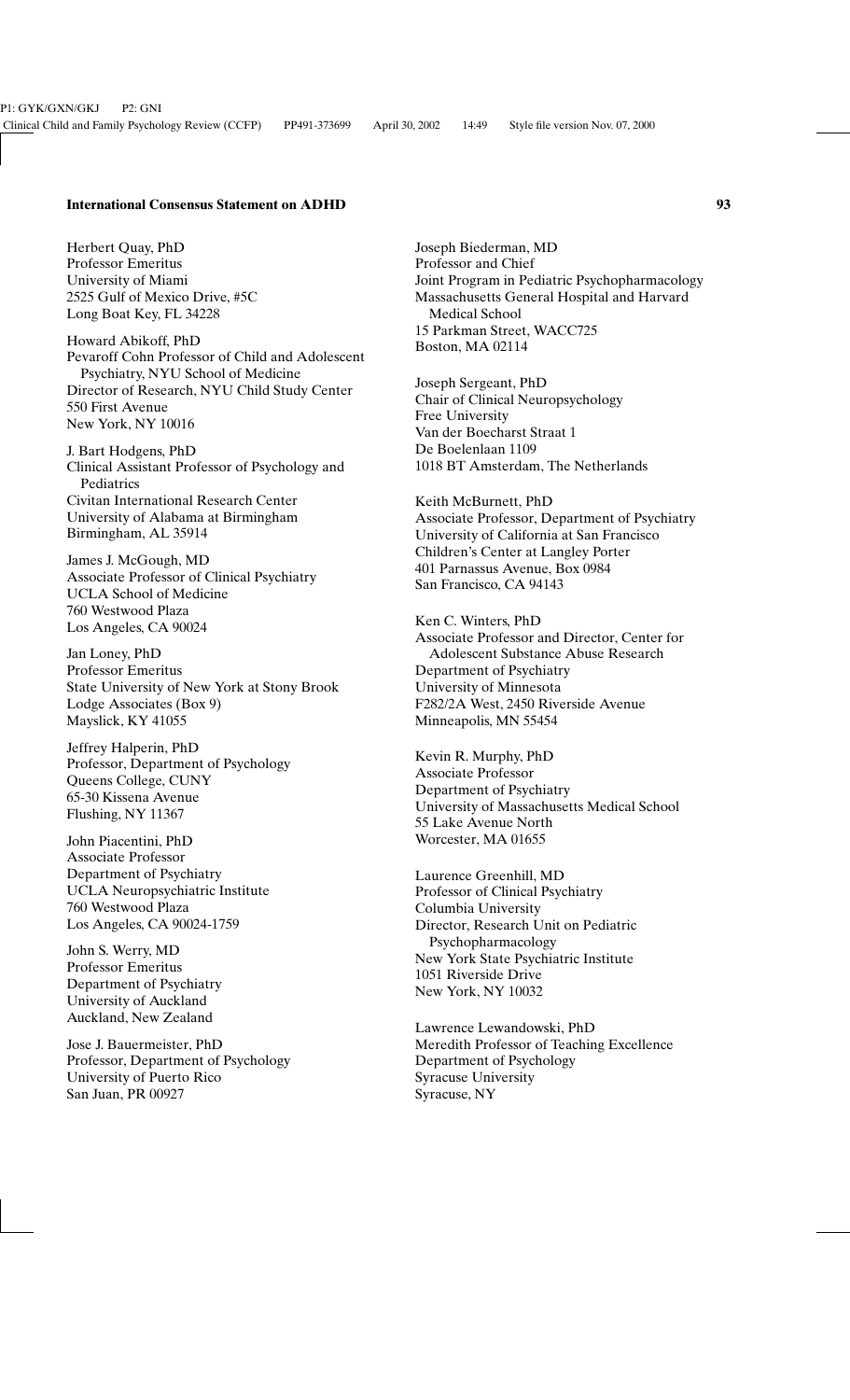Herbert Quay, PhD
Professor Emeritus
University of Miami
2525 Gulf of Mexico Drive, #5C
Long Boat Key, FL 34228

Howard Abikoff, PhD
Pevaroff Cohn Professor of Child and Adolescent Psychiatry, NYU School of Medicine
Director of Research, NYU Child Study Center
550 First Avenue
New York, NY 10016

J. Bart Hodgens, PhD
Clinical Assistant Professor of Psychology and Pediatrics
Civitan International Research Center
University of Alabama at Birmingham
Birmingham, AL 35914

James J. McGough, MD
Associate Professor of Clinical Psychiatry
UCLA School of Medicine
760 Westwood Plaza
Los Angeles, CA 90024

Jan Loney, PhD
Professor Emeritus
State University of New York at Stony Brook
Lodge Associates (Box 9)
Mayslick, KY 41055

Jeffrey Halperin, PhD
Professor, Department of Psychology
Queens College, CUNY
65-30 Kissena Avenue
Flushing, NY 11367

John Piacentini, PhD
Associate Professor
Department of Psychiatry
UCLA Neuropsychiatric Institute
760 Westwood Plaza
Los Angeles, CA 90024-1759

John S. Werry, MD
Professor Emeritus
Department of Psychiatry
University of Auckland
Auckland, New Zealand

Jose J. Bauermeister, PhD
Professor, Department of Psychology
University of Puerto Rico
San Juan, PR 00927

Joseph Biederman, MD
Professor and Chief
Joint Program in Pediatric Psychopharmacology
Massachusetts General Hospital and Harvard Medical School
15 Parkman Street, WACC725
Boston, MA 02114

Joseph Sergeant, PhD
Chair of Clinical Neuropsychology
Free University
Van der Boecharst Straat 1
De Boelenlaan 1109
1018 BT Amsterdam, The Netherlands

Keith McBurnett, PhD
Associate Professor, Department of Psychiatry
University of California at San Francisco
Children's Center at Langley Porter
401 Parnassus Avenue, Box 0984
San Francisco, CA 94143

Ken C. Winters, PhD
Associate Professor and Director, Center for Adolescent Substance Abuse Research
Department of Psychiatry
University of Minnesota
F282/2A West, 2450 Riverside Avenue
Minneapolis, MN 55454

Kevin R. Murphy, PhD
Associate Professor
Department of Psychiatry
University of Massachusetts Medical School
55 Lake Avenue North
Worcester, MA 01655

Laurence Greenhill, MD
Professor of Clinical Psychiatry
Columbia University
Director, Research Unit on Pediatric Psychopharmacology
New York State Psychiatric Institute
1051 Riverside Drive
New York, NY 10032

Lawrence Lewandowski, PhD
Meredith Professor of Teaching Excellence
Department of Psychology
Syracuse University
Syracuse, NY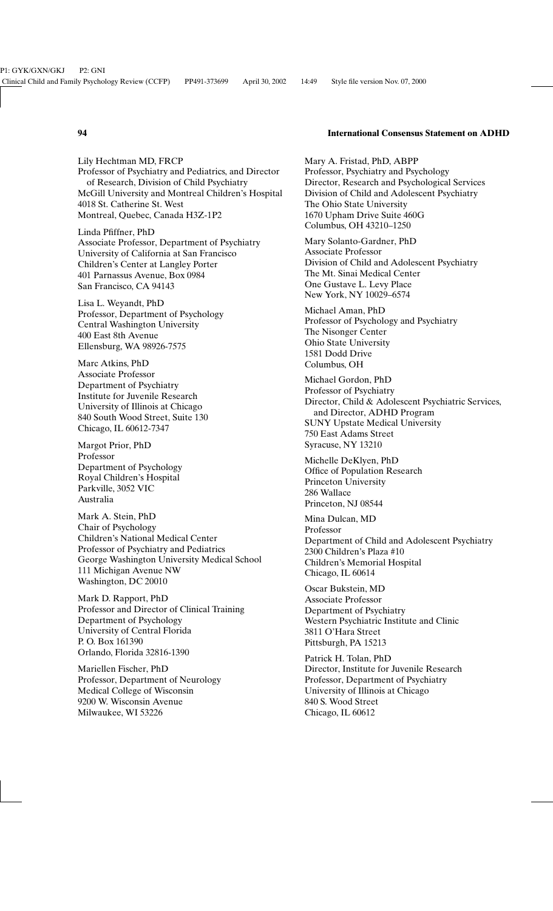Lily Hechtman MD, FRCP
Professor of Psychiatry and Pediatrics, and Director of Research, Division of Child Psychiatry
McGill University and Montreal Children's Hospital
4018 St. Catherine St. West
Montreal, Quebec, Canada H3Z-1P2

Linda Pfiffner, PhD
Associate Professor, Department of Psychiatry
University of California at San Francisco
Children's Center at Langley Porter
401 Parnassus Avenue, Box 0984
San Francisco, CA 94143

Lisa L. Weyandt, PhD
Professor, Department of Psychology
Central Washington University
400 East 8th Avenue
Ellensburg, WA 98926-7575

Marc Atkins, PhD
Associate Professor
Department of Psychiatry
Institute for Juvenile Research
University of Illinois at Chicago
840 South Wood Street, Suite 130
Chicago, IL 60612-7347

Margot Prior, PhD
Professor
Department of Psychology
Royal Children's Hospital
Parkville, 3052 VIC
Australia

Mark A. Stein, PhD
Chair of Psychology
Children's National Medical Center
Professor of Psychiatry and Pediatrics
George Washington University Medical School
111 Michigan Avenue NW
Washington, DC 20010

Mark D. Rapport, PhD
Professor and Director of Clinical Training
Department of Psychology
University of Central Florida
P. O. Box 161390
Orlando, Florida 32816-1390

Mariellen Fischer, PhD
Professor, Department of Neurology
Medical College of Wisconsin
9200 W. Wisconsin Avenue
Milwaukee, WI 53226

Mary A. Fristad, PhD, ABPP
Professor, Psychiatry and Psychology
Director, Research and Psychological Services
Division of Child and Adolescent Psychiatry
The Ohio State University
1670 Upham Drive Suite 460G
Columbus, OH 43210–1250

Mary Solanto-Gardner, PhD
Associate Professor
Division of Child and Adolescent Psychiatry
The Mt. Sinai Medical Center
One Gustave L. Levy Place
New York, NY 10029–6574

Michael Aman, PhD
Professor of Psychology and Psychiatry
The Nisonger Center
Ohio State University
1581 Dodd Drive
Columbus, OH

Michael Gordon, PhD
Professor of Psychiatry
Director, Child & Adolescent Psychiatric Services, and Director, ADHD Program
SUNY Upstate Medical University
750 East Adams Street
Syracuse, NY 13210

Michelle DeKlyen, PhD
Office of Population Research
Princeton University
286 Wallace
Princeton, NJ 08544

Mina Dulcan, MD
Professor
Department of Child and Adolescent Psychiatry
2300 Children's Plaza #10
Children's Memorial Hospital
Chicago, IL 60614

Oscar Bukstein, MD
Associate Professor
Department of Psychiatry
Western Psychiatric Institute and Clinic
3811 O'Hara Street
Pittsburgh, PA 15213

Patrick H. Tolan, PhD
Director, Institute for Juvenile Research
Professor, Department of Psychiatry
University of Illinois at Chicago
840 S. Wood Street
Chicago, IL 60612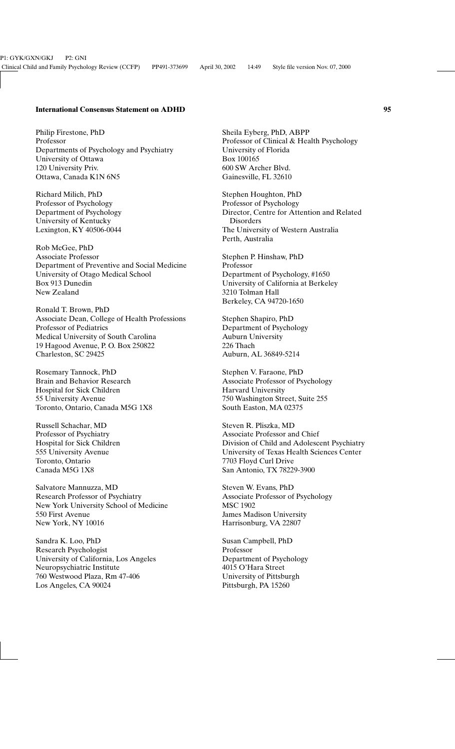Philip Firestone, PhD
Professor
Departments of Psychology and Psychiatry
University of Ottawa
120 University Priv.
Ottawa, Canada K1N 6N5

Richard Milich, PhD
Professor of Psychology
Department of Psychology
University of Kentucky
Lexington, KY 40506-0044

Rob McGee, PhD
Associate Professor
Department of Preventive and Social Medicine
University of Otago Medical School
Box 913 Dunedin
New Zealand

Ronald T. Brown, PhD
Associate Dean, College of Health Professions
Professor of Pediatrics
Medical University of South Carolina
19 Hagood Avenue, P. O. Box 250822
Charleston, SC 29425

Rosemary Tannock, PhD
Brain and Behavior Research
Hospital for Sick Children
55 University Avenue
Toronto, Ontario, Canada M5G 1X8

Russell Schachar, MD
Professor of Psychiatry
Hospital for Sick Children
555 University Avenue
Toronto, Ontario
Canada M5G 1X8

Salvatore Mannuzza, MD
Research Professor of Psychiatry
New York University School of Medicine
550 First Avenue
New York, NY 10016

Sandra K. Loo, PhD
Research Psychologist
University of California, Los Angeles
Neuropsychiatric Institute
760 Westwood Plaza, Rm 47-406
Los Angeles, CA 90024

Sheila Eyberg, PhD, ABPP
Professor of Clinical & Health Psychology
University of Florida
Box 100165
600 SW Archer Blvd.
Gainesville, FL 32610

Stephen Houghton, PhD
Professor of Psychology
Director, Centre for Attention and Related Disorders
The University of Western Australia
Perth, Australia

Stephen P. Hinshaw, PhD
Professor
Department of Psychology, #1650
University of California at Berkeley
3210 Tolman Hall
Berkeley, CA 94720-1650

Stephen Shapiro, PhD
Department of Psychology
Auburn University
226 Thach
Auburn, AL 36849-5214

Stephen V. Faraone, PhD
Associate Professor of Psychology
Harvard University
750 Washington Street, Suite 255
South Easton, MA 02375

Steven R. Pliszka, MD
Associate Professor and Chief
Division of Child and Adolescent Psychiatry
University of Texas Health Sciences Center
7703 Floyd Curl Drive
San Antonio, TX 78229-3900

Steven W. Evans, PhD
Associate Professor of Psychology
MSC 1902
James Madison University
Harrisonburg, VA 22807

Susan Campbell, PhD
Professor
Department of Psychology
4015 O'Hara Street
University of Pittsburgh
Pittsburgh, PA 15260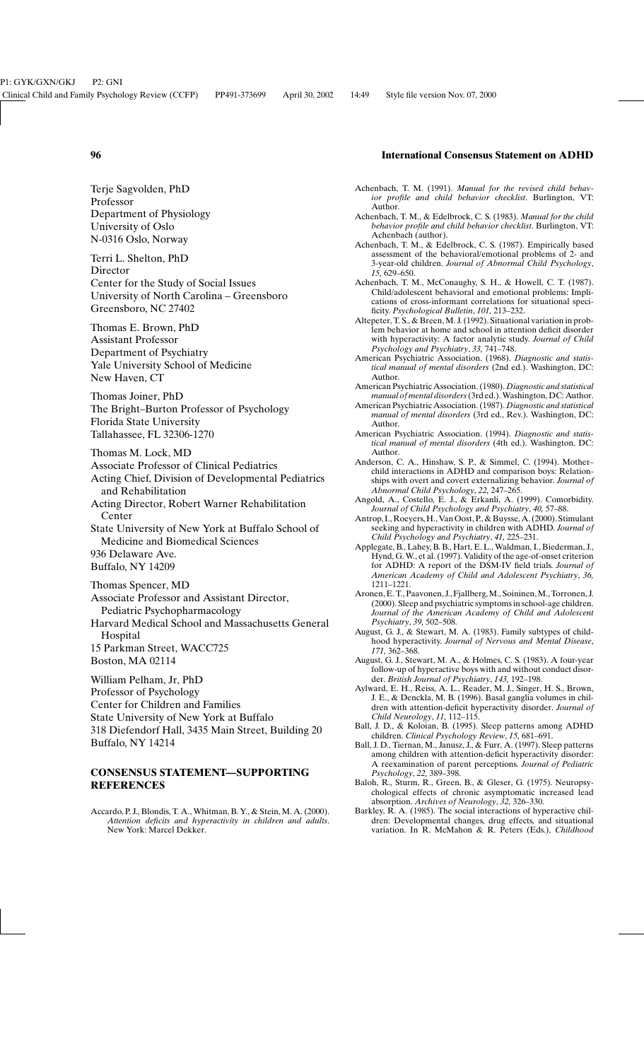Terje Sagvolden, PhD
Professor
Department of Physiology
University of Oslo
N-0316 Oslo, Norway

Terri L. Shelton, PhD
Director
Center for the Study of Social Issues
University of North Carolina – Greensboro
Greensboro, NC 27402

Thomas E. Brown, PhD
Assistant Professor
Department of Psychiatry
Yale University School of Medicine
New Haven, CT

Thomas Joiner, PhD
The Bright–Burton Professor of Psychology
Florida State University
Tallahassee, FL 32306-1270

Thomas M. Lock, MD
Associate Professor of Clinical Pediatrics
Acting Chief, Division of Developmental Pediatrics and Rehabilitation
Acting Director, Robert Warner Rehabilitation Center
State University of New York at Buffalo School of Medicine and Biomedical Sciences
936 Delaware Ave.
Buffalo, NY 14209

Thomas Spencer, MD
Associate Professor and Assistant Director, Pediatric Psychopharmacology
Harvard Medical School and Massachusetts General Hospital
15 Parkman Street, WACC725
Boston, MA 02114

William Pelham, Jr, PhD
Professor of Psychology
Center for Children and Families
State University of New York at Buffalo
318 Diefendorf Hall, 3435 Main Street, Building 20
Buffalo, NY 14214

## CONSENSUS STATEMENT—SUPPORTING REFERENCES

Accardo, P. J., Blondis, T. A., Whitman, B. Y., & Stein, M. A. (2000). *Attention deficits and hyperactivity in children and adults*. New York: Marcel Dekker.

Achenbach, T. M. (1991). *Manual for the revised child behavior profile and child behavior checklist*. Burlington, VT: Author.

Achenbach, T. M., & Edelbrock, C. S. (1983). *Manual for the child behavior profile and child behavior checklist*. Burlington, VT: Achenbach (author).

Achenbach, T. M., & Edelbrock, C. S. (1987). Empirically based assessment of the behavioral/emotional problems of 2- and 3-year-old children. *Journal of Abnormal Child Psychology*, *15*, 629–650.

Achenbach, T. M., McConaughy, S. H., & Howell, C. T. (1987). Child/adolescent behavioral and emotional problems: Implications of cross-informant correlations for situational specificity. *Psychological Bulletin*, *101*, 213–232.

Altepeter, T. S., & Breen, M. J. (1992). Situational variation in problem behavior at home and school in attention deficit disorder with hyperactivity: A factor analytic study. *Journal of Child Psychology and Psychiatry*, *33*, 741–748.

American Psychiatric Association. (1968). *Diagnostic and statistical manual of mental disorders* (2nd ed.). Washington, DC: Author.

American Psychiatric Association. (1980). *Diagnostic and statistical manual of mental disorders* (3rd ed.). Washington, DC: Author.

American Psychiatric Association. (1987). *Diagnostic and statistical manual of mental disorders* (3rd ed., Rev.). Washington, DC: Author.

American Psychiatric Association. (1994). *Diagnostic and statistical manual of mental disorders* (4th ed.). Washington, DC: Author.

Anderson, C. A., Hinshaw, S. P., & Simmel, C. (1994). Mother–child interactions in ADHD and comparison boys: Relationships with overt and covert externalizing behavior. *Journal of Abnormal Child Psychology*, *22*, 247–265.

Angold, A., Costello, E. J., & Erkanli, A. (1999). Comorbidity. *Journal of Child Psychology and Psychiatry*, *40*, 57–88.

Antrop, I., Roeyers, H., Van Oost, P., & Buysse, A. (2000). Stimulant seeking and hyperactivity in children with ADHD. *Journal of Child Psychology and Psychiatry*, *41*, 225–231.

Applegate, B., Lahey, B. B., Hart, E. L., Waldman, I., Biederman, J., Hynd, G. W., et al. (1997). Validity of the age-of-onset criterion for ADHD: A report of the DSM-IV field trials. *Journal of American Academy of Child and Adolescent Psychiatry*, *36*, 1211–1221.

Aronen, E. T., Paavonen, J., Fjallberg, M., Soininen, M., Torronen, J. (2000). Sleep and psychiatric symptoms in school-age children. *Journal of the American Academy of Child and Adolescent Psychiatry*, *39*, 502–508.

August, G. J., & Stewart, M. A. (1983). Family subtypes of childhood hyperactivity. *Journal of Nervous and Mental Disease*, *171*, 362–368.

August, G. J., Stewart, M. A., & Holmes, C. S. (1983). A four-year follow-up of hyperactive boys with and without conduct disorder. *British Journal of Psychiatry*, *143*, 192–198.

Aylward, E. H., Reiss, A. L., Reader, M. J., Singer, H. S., Brown, J. E., & Denckla, M. B. (1996). Basal ganglia volumes in children with attention-deficit hyperactivity disorder. *Journal of Child Neurology*, *11*, 112–115.

Ball, J. D., & Koloian, B. (1995). Sleep patterns among ADHD children. *Clinical Psychology Review*, *15*, 681–691.

Ball, J. D., Tiernan, M., Janusz, J., & Furr, A. (1997). Sleep patterns among children with attention-deficit hyperactivity disorder: A reexamination of parent perceptions. *Journal of Pediatric Psychology*, *22*, 389–398.

Baloh, R., Sturm, R., Green, B., & Gleser, G. (1975). Neuropsychological effects of chronic asymptomatic increased lead absorption. *Archives of Neurology*, *32*, 326–330.

Barkley, R. A. (1985). The social interactions of hyperactive children: Developmental changes, drug effects, and situational variation. In R. McMahon & R. Peters (Eds.), *Childhood*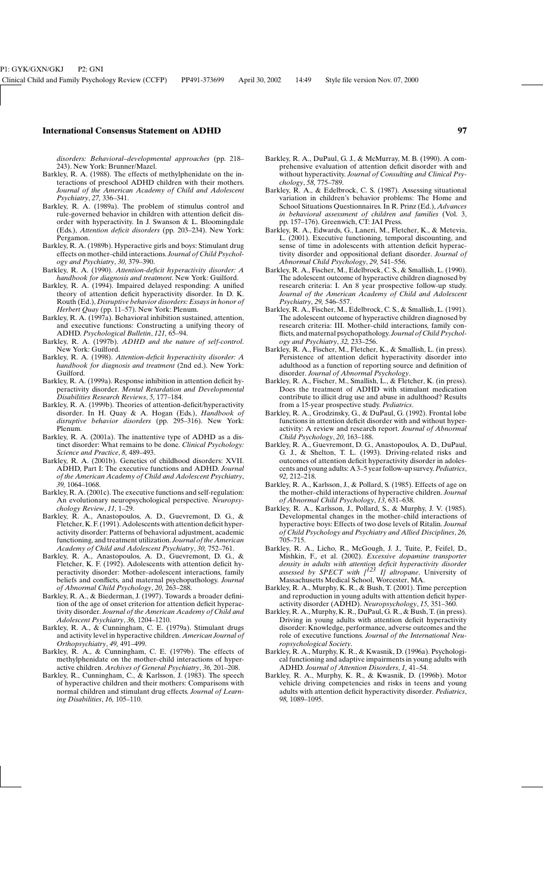*disorders: Behavioral–developmental approaches* (pp. 218–243). New York: Brunner/Mazel.

Barkley, R. A. (1988). The effects of methylphenidate on the interactions of preschool ADHD children with their mothers. *Journal of the American Academy of Child and Adolescent Psychiatry*, *27,* 336–341.

Barkley, R. A. (1989a). The problem of stimulus control and rule-governed behavior in children with attention deficit disorder with hyperactivity. In J. Swanson & L. Bloomingdale (Eds.), *Attention deficit disorders* (pp. 203–234). New York: Pergamon.

Barkley, R. A. (1989b). Hyperactive girls and boys: Stimulant drug effects on mother–child interactions. *Journal of Child Psychology and Psychiatry*, *30,* 379–390.

Barkley, R. A. (1990). *Attention-deficit hyperactivity disorder: A handbook for diagnosis and treatment*. New York: Guilford.

Barkley, R. A. (1994). Impaired delayed responding: A unified theory of attention deficit hyperactivity disorder. In D. K. Routh (Ed.), *Disruptive behavior disorders: Essays in honor of Herbert Quay* (pp. 11–57). New York: Plenum.

Barkley, R. A. (1997a). Behavioral inhibition sustained, attention, and executive functions: Constructing a unifying theory of ADHD. *Psychological Bulletin*, *121,* 65–94.

Barkley, R. A. (1997b). *ADHD and the nature of self-control*. New York: Guilford.

Barkley, R. A. (1998). *Attention-deficit hyperactivity disorder: A handbook for diagnosis and treatment* (2nd ed.). New York: Guilford.

Barkley, R. A. (1999a). Response inhibition in attention deficit hyperactivity disorder. *Mental Retardation and Developmental Disabilities Research Reviews*, *5,* 177–184.

Barkley, R. A. (1999b). Theories of attention-deficit/hyperactivity disorder. In H. Quay & A. Hogan (Eds.), *Handbook of disruptive behavior disorders* (pp. 295–316). New York: Plenum.

Barkley, R. A. (2001a). The inattentive type of ADHD as a distinct disorder: What remains to be done. *Clinical Psychology: Science and Practice*, *8,* 489–493.

Barkley, R. A. (2001b). Genetics of childhood disorders: XVII. ADHD, Part I: The executive functions and ADHD. *Journal of the American Academy of Child and Adolescent Psychiatry*, *39,* 1064–1068.

Barkley, R. A. (2001c). The executive functions and self-regulation: An evolutionary neuropsychological perspective. *Neuropsychology Review*, *11,* 1–29.

Barkley, R. A., Anastopoulos, A. D., Guevremont, D. G., & Fletcher, K. F. (1991). Adolescents with attention deficit hyperactivity disorder: Patterns of behavioral adjustment, academic functioning, and treatment utilization. *Journal of the American Academy of Child and Adolescent Psychiatry*, *30,* 752–761.

Barkley, R. A., Anastopoulos, A. D., Guevremont, D. G., & Fletcher, K. F. (1992). Adolescents with attention deficit hyperactivity disorder: Mother–adolescent interactions, family beliefs and conflicts, and maternal psychopathology. *Journal of Abnormal Child Psychology*, *20,* 263–288.

Barkley, R. A., & Biederman, J. (1997). Towards a broader definition of the age of onset criterion for attention deficit hyperactivity disorder. *Journal of the American Academy of Child and Adolescent Psychiatry*, *36,* 1204–1210.

Barkley, R. A., & Cunningham, C. E. (1979a). Stimulant drugs and activity level in hyperactive children. *American Journal of Orthopsychiatry*, *49,* 491–499.

Barkley, R. A., & Cunningham, C. E. (1979b). The effects of methylphenidate on the mother–child interactions of hyperactive children. *Archives of General Psychiatry*, *36,* 201–208.

Barkley, R., Cunningham, C., & Karlsson, J. (1983). The speech of hyperactive children and their mothers: Comparisons with normal children and stimulant drug effects. *Journal of Learning Disabilities*, *16,* 105–110.

Barkley, R. A., DuPaul, G. J., & McMurray, M. B. (1990). A comprehensive evaluation of attention deficit disorder with and without hyperactivity. *Journal of Consulting and Clinical Psychology*, *58,* 775–789.

Barkley, R. A., & Edelbrock, C. S. (1987). Assessing situational variation in children's behavior problems: The Home and School Situations Questionnaires. In R. Prinz (Ed.), *Advances in behavioral assessment of children and families* (Vol. 3, pp. 157–176). Greenwich, CT: JAI Press.

Barkley, R. A., Edwards, G., Laneri, M., Fletcher, K., & Metevia, L. (2001). Executive functioning, temporal discounting, and sense of time in adolescents with attention deficit hyperactivity disorder and oppositional defiant disorder. *Journal of Abnormal Child Psychology*, *29,* 541–556.

Barkley, R. A., Fischer, M., Edelbrock, C. S., & Smallish, L. (1990). The adolescent outcome of hyperactive children diagnosed by research criteria: I. An 8 year prospective follow-up study. *Journal of the American Academy of Child and Adolescent Psychiatry*, *29,* 546–557.

Barkley, R. A., Fischer, M., Edelbrock, C. S., & Smallish, L. (1991). The adolescent outcome of hyperactive children diagnosed by research criteria: III. Mother–child interactions, family conflicts, and maternal psychopathology. *Journal of Child Psychology and Psychiatry*, *32,* 233–256.

Barkley, R. A., Fischer, M., Fletcher, K., & Smallish, L. (in press). Persistence of attention deficit hyperactivity disorder into adulthood as a function of reporting source and definition of disorder. *Journal of Abnormal Psychology*.

Barkley, R. A., Fischer, M., Smallish, L., & Fletcher, K. (in press). Does the treatment of ADHD with stimulant medication contribute to illicit drug use and abuse in adulthood? Results from a 15-year prospective study. *Pediatrics*.

Barkley, R. A., Grodzinsky, G., & DuPaul, G. (1992). Frontal lobe functions in attention deficit disorder with and without hyperactivity: A review and research report. *Journal of Abnormal Child Psychology*, *20,* 163–188.

Barkley, R. A., Guevremont, D. G., Anastopoulos, A. D., DuPaul, G. J., & Shelton, T. L. (1993). Driving-related risks and outcomes of attention deficit hyperactivity disorder in adolescents and young adults: A 3–5 year follow-up survey. *Pediatrics*, *92,* 212–218.

Barkley, R. A., Karlsson, J., & Pollard, S. (1985). Effects of age on the mother–child interactions of hyperactive children. *Journal of Abnormal Child Psychology*, *13,* 631–638.

Barkley, R. A., Karlsson, J., Pollard, S., & Murphy, J. V. (1985). Developmental changes in the mother–child interactions of hyperactive boys: Effects of two dose levels of Ritalin. *Journal of Child Psychology and Psychiatry and Allied Disciplines*, *26,* 705–715.

Barkley, R. A., Licho, R., McGough, J. J., Tuite, P., Feifel, D., Mishkin, F., et al. (2002). *Excessive dopamine transporter density in adults with attention deficit hyperactivity disorder assessed by SPECT with [$^{123}$ I] altropane*. University of Massachusetts Medical School, Worcester, MA.

Barkley, R. A., Murphy, K. R., & Bush, T. (2001). Time perception and reproduction in young adults with attention deficit hyperactivity disorder (ADHD). *Neuropsychology*, *15,* 351–360.

Barkley, R. A., Murphy, K. R., DuPaul, G. R., & Bush, T. (in press). Driving in young adults with attention deficit hyperactivity disorder: Knowledge, performance, adverse outcomes and the role of executive functions. *Journal of the International Neuropsychological Society*.

Barkley, R. A., Murphy, K. R., & Kwasnik, D. (1996a). Psychological functioning and adaptive impairments in young adults with ADHD. *Journal of Attention Disorders*, *1,* 41–54.

Barkley, R. A., Murphy, K. R., & Kwasnik, D. (1996b). Motor vehicle driving competencies and risks in teens and young adults with attention deficit hyperactivity disorder. *Pediatrics*, *98,* 1089–1095.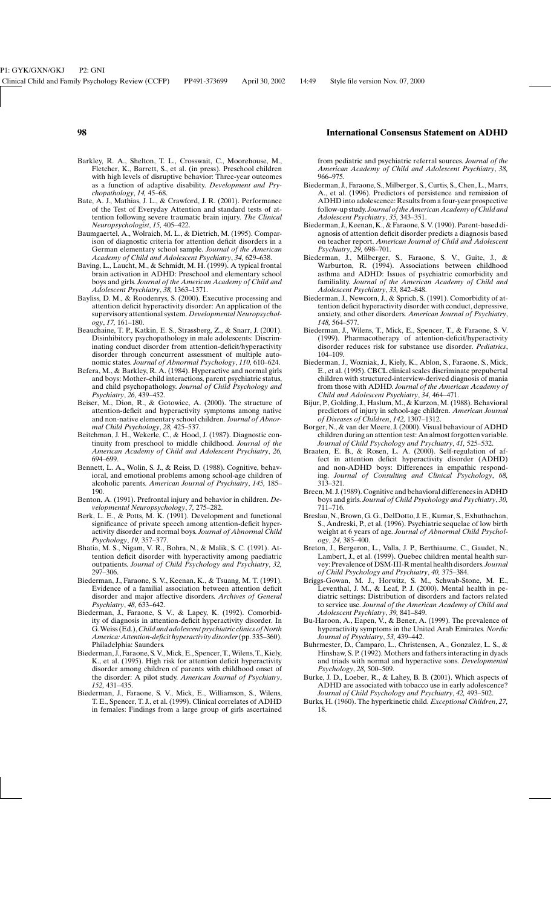Barkley, R. A., Shelton, T. L., Crosswait, C., Moorehouse, M., Fletcher, K., Barrett, S., et al. (in press). Preschool children with high levels of disruptive behavior: Three-year outcomes as a function of adaptive disability. *Development and Psychopathology*, *14*, 45–68.

Bate, A. J., Mathias, J. L., & Crawford, J. R. (2001). Performance of the Test of Everyday Attention and standard tests of attention following severe traumatic brain injury. *The Clinical Neuropsychologist*, *15*, 405–422.

Baumgaertel, A., Wolraich, M. L., & Dietrich, M. (1995). Comparison of diagnostic criteria for attention deficit disorders in a German elementary school sample. *Journal of the American Academy of Child and Adolescent Psychiatry*, *34*, 629–638.

Baving, L., Laucht, M., & Schmidt, M. H. (1999). A typical frontal brain activation in ADHD: Preschool and elementary school boys and girls. *Journal of the American Academy of Child and Adolescent Psychiatry*, *38*, 1363–1371.

Bayliss, D. M., & Roodenrys, S. (2000). Executive processing and attention deficit hyperactivity disorder: An application of the supervisory attentional system. *Developmental Neuropsychology*, *17*, 161–180.

Beauchaine, T. P., Katkin, E. S., Strassberg, Z., & Snarr, J. (2001). Disinhibitory psychopathology in male adolescents: Discriminating conduct disorder from attention-deficit/hyperactivity disorder through concurrent assessment of multiple autonomic states. *Journal of Abnormal Psychology*, *110*, 610–624.

Befera, M., & Barkley, R. A. (1984). Hyperactive and normal girls and boys: Mother–child interactions, parent psychiatric status, and child psychopathology. *Journal of Child Psychology and Psychiatry*, *26*, 439–452.

Beiser, M., Dion, R., & Gotowiec, A. (2000). The structure of attention-deficit and hyperactivity symptoms among native and non-native elementary school children. *Journal of Abnormal Child Psychology*, *28*, 425–537.

Beitchman, J. H., Wekerle, C., & Hood, J. (1987). Diagnostic continuity from preschool to middle childhood. *Journal of the American Academy of Child and Adolescent Psychiatry*, *26*, 694–699.

Bennett, L. A., Wolin, S. J., & Reiss, D. (1988). Cognitive, behavioral, and emotional problems among school-age children of alcoholic parents. *American Journal of Psychiatry*, *145*, 185–190.

Benton, A. (1991). Prefrontal injury and behavior in children. *Developmental Neuropsychology*, *7*, 275–282.

Berk, L. E., & Potts, M. K. (1991). Development and functional significance of private speech among attention-deficit hyperactivity disorder and normal boys. *Journal of Abnormal Child Psychology*, *19*, 357–377.

Bhatia, M. S., Nigam, V. R., Bohra, N., & Malik, S. C. (1991). Attention deficit disorder with hyperactivity among paediatric outpatients. *Journal of Child Psychology and Psychiatry*, *32*, 297–306.

Biederman, J., Faraone, S. V., Keenan, K., & Tsuang, M. T. (1991). Evidence of a familial association between attention deficit disorder and major affective disorders. *Archives of General Psychiatry*, *48*, 633–642.

Biederman, J., Faraone, S. V., & Lapey, K. (1992). Comorbidity of diagnosis in attention-deficit hyperactivity disorder. In G. Weiss (Ed.), *Child and adolescent psychiatric clinics of North America: Attention-deficit hyperactivity disorder* (pp. 335–360). Philadelphia: Saunders.

Biederman, J., Faraone, S. V., Mick, E., Spencer, T., Wilens, T., Kiely, K., et al. (1995). High risk for attention deficit hyperactivity disorder among children of parents with childhood onset of the disorder: A pilot study. *American Journal of Psychiatry*, *152*, 431–435.

Biederman, J., Faraone, S. V., Mick, E., Williamson, S., Wilens, T. E., Spencer, T. J., et al. (1999). Clinical correlates of ADHD in females: Findings from a large group of girls ascertained from pediatric and psychiatric referral sources. *Journal of the American Academy of Child and Adolescent Psychiatry*, *38*, 966–975.

Biederman, J., Faraone, S., Milberger, S., Curtis, S., Chen, L., Marrs, A., et al. (1996). Predictors of persistence and remission of ADHD into adolescence: Results from a four-year prospective follow-up study. *Journal of the American Academy of Child and Adolescent Psychiatry*, *35*, 343–351.

Biederman, J., Keenan, K., & Faraone, S. V. (1990). Parent-based diagnosis of attention deficit disorder predicts a diagnosis based on teacher report. *American Journal of Child and Adolescent Psychiatry*, *29*, 698–701.

Biederman, J., Milberger, S., Faraone, S. V., Guite, J., & Warburton, R. (1994). Associations between childhood asthma and ADHD: Issues of psychiatric comorbidity and familiality. *Journal of the American Academy of Child and Adolescent Psychiatry*, *33*, 842–848.

Biederman, J., Newcorn, J., & Sprich, S. (1991). Comorbidity of attention deficit hyperactivity disorder with conduct, depressive, anxiety, and other disorders. *American Journal of Psychiatry*, *148*, 564–577.

Biederman, J., Wilens, T., Mick, E., Spencer, T., & Faraone, S. V. (1999). Pharmacotherapy of attention-deficit/hyperactivity disorder reduces risk for substance use disorder. *Pediatrics*, 104–109.

Biederman, J., Wozniak, J., Kiely, K., Ablon, S., Faraone, S., Mick, E., et al. (1995). CBCL clinical scales discriminate prepubertal children with structured-interview-derived diagnosis of mania from those with ADHD. *Journal of the American Academy of Child and Adolescent Psychiatry*, *34*, 464–471.

Bijur, P., Golding, J., Haslum, M., & Kurzon, M. (1988). Behavioral predictors of injury in school-age children. *American Journal of Diseases of Children*, *142*, 1307–1312.

Borger, N., & van der Meere, J. (2000). Visual behaviour of ADHD children during an attention test: An almost forgotten variable. *Journal of Child Psychology and Psychiatry*, *41*, 525–532.

Braaten, E. B., & Rosen, L. A. (2000). Self-regulation of affect in attention deficit hyperactivity disorder (ADHD) and non-ADHD boys: Differences in empathic responding. *Journal of Consulting and Clinical Psychology*, *68*, 313–321.

Breen, M. J. (1989). Cognitive and behavioral differences in ADHD boys and girls. *Journal of Child Psychology and Psychiatry*, *30*, 711–716.

Breslau, N., Brown, G. G., DelDotto, J. E., Kumar, S., Exhuthachan, S., Andreski, P., et al. (1996). Psychiatric sequelae of low birth weight at 6 years of age. *Journal of Abnormal Child Psychology*, *24*, 385–400.

Breton, J., Bergeron, L., Valla, J. P., Berthiaume, C., Gaudet, N., Lambert, J., et al. (1999). Quebec children mental health survey: Prevalence of DSM-III-R mental health disorders. *Journal of Child Psychology and Psychiatry*, *40*, 375–384.

Briggs-Gowan, M. J., Horwitz, S. M., Schwab-Stone, M. E., Leventhal, J. M., & Leaf, P. J. (2000). Mental health in pediatric settings: Distribution of disorders and factors related to service use. *Journal of the American Academy of Child and Adolescent Psychiatry*, *39*, 841–849.

Bu-Haroon, A., Eapen, V., & Bener, A. (1999). The prevalence of hyperactivity symptoms in the United Arab Emirates. *Nordic Journal of Psychiatry*, *53*, 439–442.

Buhrmester, D., Camparo, L., Christensen, A., Gonzalez, L. S., & Hinshaw, S. P. (1992). Mothers and fathers interacting in dyads and triads with normal and hyperactive sons. *Developmental Psychology*, *28*, 500–509.

Burke, J. D., Loeber, R., & Lahey, B. B. (2001). Which aspects of ADHD are associated with tobacco use in early adolescence? *Journal of Child Psychology and Psychiatry*, *42*, 493–502.

Burks, H. (1960). The hyperkinetic child. *Exceptional Children*, *27*, 18.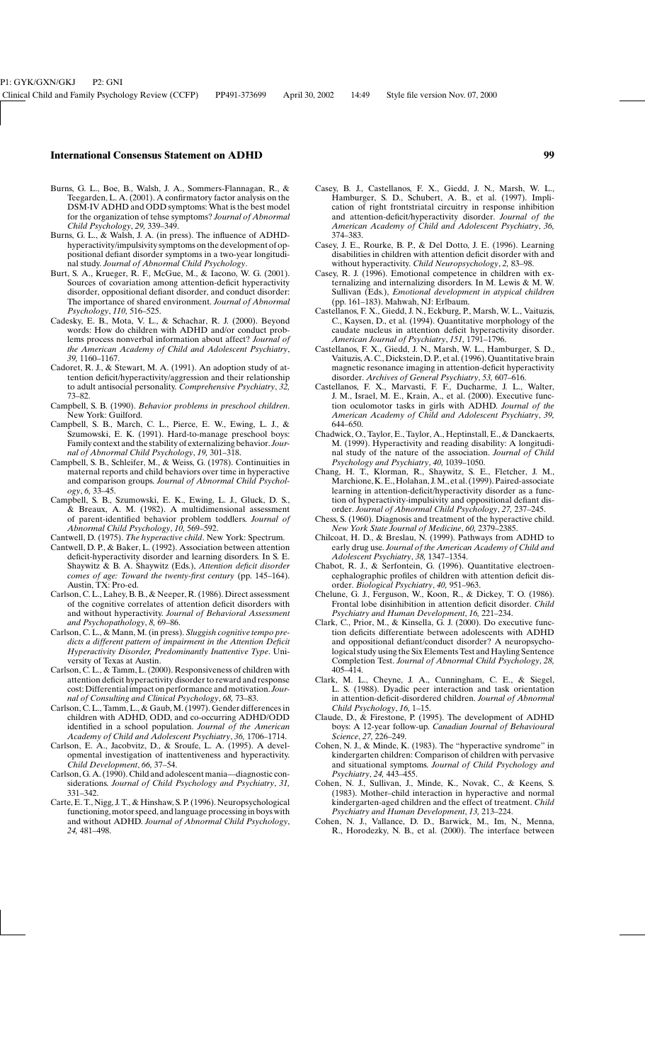Burns, G. L., Boe, B., Walsh, J. A., Sommers-Flannagan, R., & Teegarden, L. A. (2001). A confirmatory factor analysis on the DSM-IV ADHD and ODD symptoms: What is the best model for the organization of tehse symptoms? *Journal of Abnormal Child Psychology*, *29,* 339–349.

Burns, G. L., & Walsh, J. A. (in press). The influence of ADHD-hyperactivity/impulsivity symptoms on the development of oppositional defiant disorder symptoms in a two-year longitudinal study. *Journal of Abnormal Child Psychology*.

Burt, S. A., Krueger, R. F., McGue, M., & Iacono, W. G. (2001). Sources of covariation among attention-deficit hyperactivity disorder, oppositional defiant disorder, and conduct disorder: The importance of shared environment. *Journal of Abnormal Psychology*, *110,* 516–525.

Cadesky, E. B., Mota, V. L., & Schachar, R. J. (2000). Beyond words: How do children with ADHD and/or conduct problems process nonverbal information about affect? *Journal of the American Academy of Child and Adolescent Psychiatry*, *39,* 1160–1167.

Cadoret, R. J., & Stewart, M. A. (1991). An adoption study of attention deficit/hyperactivity/aggression and their relationship to adult antisocial personality. *Comprehensive Psychiatry*, *32,* 73–82.

Campbell, S. B. (1990). *Behavior problems in preschool children*. New York: Guilford.

Campbell, S. B., March, C. L., Pierce, E. W., Ewing, L. J., & Szumowski, E. K. (1991). Hard-to-manage preschool boys: Family context and the stability of externalizing behavior. *Journal of Abnormal Child Psychology*, *19,* 301–318.

Campbell, S. B., Schleifer, M., & Weiss, G. (1978). Continuities in maternal reports and child behaviors over time in hyperactive and comparison groups. *Journal of Abnormal Child Psychology*, *6,* 33–45.

Campbell, S. B., Szumowski, E. K., Ewing, L. J., Gluck, D. S., & Breaux, A. M. (1982). A multidimensional assessment of parent-identified behavior problem toddlers. *Journal of Abnormal Child Psychology*, *10,* 569–592.

Cantwell, D. (1975). *The hyperactive child*. New York: Spectrum.

Cantwell, D. P., & Baker, L. (1992). Association between attention deficit-hyperactivity disorder and learning disorders. In S. E. Shaywitz & B. A. Shaywitz (Eds.), *Attention deficit disorder comes of age: Toward the twenty-first century* (pp. 145–164). Austin, TX: Pro-ed.

Carlson, C. L., Lahey, B. B., & Neeper, R. (1986). Direct assessment of the cognitive correlates of attention deficit disorders with and without hyperactivity. *Journal of Behavioral Assessment and Psychopathology*, *8,* 69–86.

Carlson, C. L., & Mann, M. (in press). *Sluggish cognitive tempo predicts a different pattern of impairment in the Attention Deficit Hyperactivity Disorder, Predominantly Inattentive Type*. University of Texas at Austin.

Carlson, C. L., & Tamm, L. (2000). Responsiveness of children with attention deficit hyperactivity disorder to reward and response cost: Differential impact on performance and motivation. *Journal of Consulting and Clinical Psychology*, *68,* 73–83.

Carlson, C. L., Tamm, L., & Gaub, M. (1997). Gender differences in children with ADHD, ODD, and co-occurring ADHD/ODD identified in a school population. *Journal of the American Academy of Child and Adolescent Psychiatry*, *36,* 1706–1714.

Carlson, E. A., Jacobvitz, D., & Sroufe, L. A. (1995). A developmental investigation of inattentiveness and hyperactivity. *Child Development*, *66,* 37–54.

Carlson, G. A. (1990). Child and adolescent mania—diagnostic considerations. *Journal of Child Psychology and Psychiatry*, *31,* 331–342.

Carte, E. T., Nigg, J. T., & Hinshaw, S. P. (1996). Neuropsychological functioning, motor speed, and language processing in boys with and without ADHD. *Journal of Abnormal Child Psychology*, *24,* 481–498.

Casey, B. J., Castellanos, F. X., Giedd, J. N., Marsh, W. L., Hamburger, S. D., Schubert, A. B., et al. (1997). Implication of right frontstriatal circuitry in response inhibition and attention-deficit/hyperactivity disorder. *Journal of the American Academy of Child and Adolescent Psychiatry*, *36,* 374–383.

Casey, J. E., Rourke, B. P., & Del Dotto, J. E. (1996). Learning disabilities in children with attention deficit disorder with and without hyperactivity. *Child Neuropsychology*, *2,* 83–98.

Casey, R. J. (1996). Emotional competence in children with externalizing and internalizing disorders. In M. Lewis & M. W. Sullivan (Eds.), *Emotional development in atypical children* (pp. 161–183). Mahwah, NJ: Erlbaum.

Castellanos, F. X., Giedd, J. N., Eckburg, P., Marsh, W. L., Vaituzis, C., Kaysen, D., et al. (1994). Quantitative morphology of the caudate nucleus in attention deficit hyperactivity disorder. *American Journal of Psychiatry*, *151*, 1791–1796.

Castellanos, F. X., Giedd, J. N., Marsh, W. L., Hamburger, S. D., Vaituzis, A. C., Dickstein, D. P., et al. (1996). Quantitative brain magnetic resonance imaging in attention-deficit hyperactivity disorder. *Archives of General Psychiatry*, *53,* 607–616.

Castellanos, F. X., Marvasti, F. F., Ducharme, J. L., Walter, J. M., Israel, M. E., Krain, A., et al. (2000). Executive function oculomotor tasks in girls with ADHD. *Journal of the American Academy of Child and Adolescent Psychiatry*, *39,* 644–650.

Chadwick, O., Taylor, E., Taylor, A., Heptinstall, E., & Danckaerts, M. (1999). Hyperactivity and reading disability: A longitudinal study of the nature of the association. *Journal of Child Psychology and Psychiatry*, *40,* 1039–1050.

Chang, H. T., Klorman, R., Shaywitz, S. E., Fletcher, J. M., Marchione, K. E., Holahan, J. M., et al. (1999). Paired-associate learning in attention-deficit/hyperactivity disorder as a function of hyperactivity-impulsivity and oppositional defiant disorder. *Journal of Abnormal Child Psychology*, *27,* 237–245.

Chess, S. (1960). Diagnosis and treatment of the hyperactive child. *New York State Journal of Medicine*, *60,* 2379–2385.

Chilcoat, H. D., & Breslau, N. (1999). Pathways from ADHD to early drug use. *Journal of the American Academy of Child and Adolescent Psychiatry*, *38,* 1347–1354.

Chabot, R. J., & Serfontein, G. (1996). Quantitative electroencephalographic profiles of children with attention deficit disorder. *Biological Psychiatry*, *40,* 951–963.

Chelune, G. J., Ferguson, W., Koon, R., & Dickey, T. O. (1986). Frontal lobe disinhibition in attention deficit disorder. *Child Psychiatry and Human Development*, *16,* 221–234.

Clark, C., Prior, M., & Kinsella, G. J. (2000). Do executive function deficits differentiate between adolescents with ADHD and oppositional defiant/conduct disorder? A neuropsychological study using the Six Elements Test and Hayling Sentence Completion Test. *Journal of Abnormal Child Psychology*, *28,* 405–414.

Clark, M. L., Cheyne, J. A., Cunningham, C. E., & Siegel, L. S. (1988). Dyadic peer interaction and task orientation in attention-deficit-disordered children. *Journal of Abnormal Child Psychology*, *16,* 1–15.

Claude, D., & Firestone, P. (1995). The development of ADHD boys: A 12-year follow-up. *Canadian Journal of Behavioural Science*, *27,* 226–249.

Cohen, N. J., & Minde, K. (1983). The "hyperactive syndrome" in kindergarten children: Comparison of children with pervasive and situational symptoms. *Journal of Child Psychology and Psychiatry*, *24,* 443–455.

Cohen, N. J., Sullivan, J., Minde, K., Novak, C., & Keens, S. (1983). Mother–child interaction in hyperactive and normal kindergarten-aged children and the effect of treatment. *Child Psychiatry and Human Development*, *13,* 213–224.

Cohen, N. J., Vallance, D. D., Barwick, M., Im, N., Menna, R., Horodezky, N. B., et al. (2000). The interface between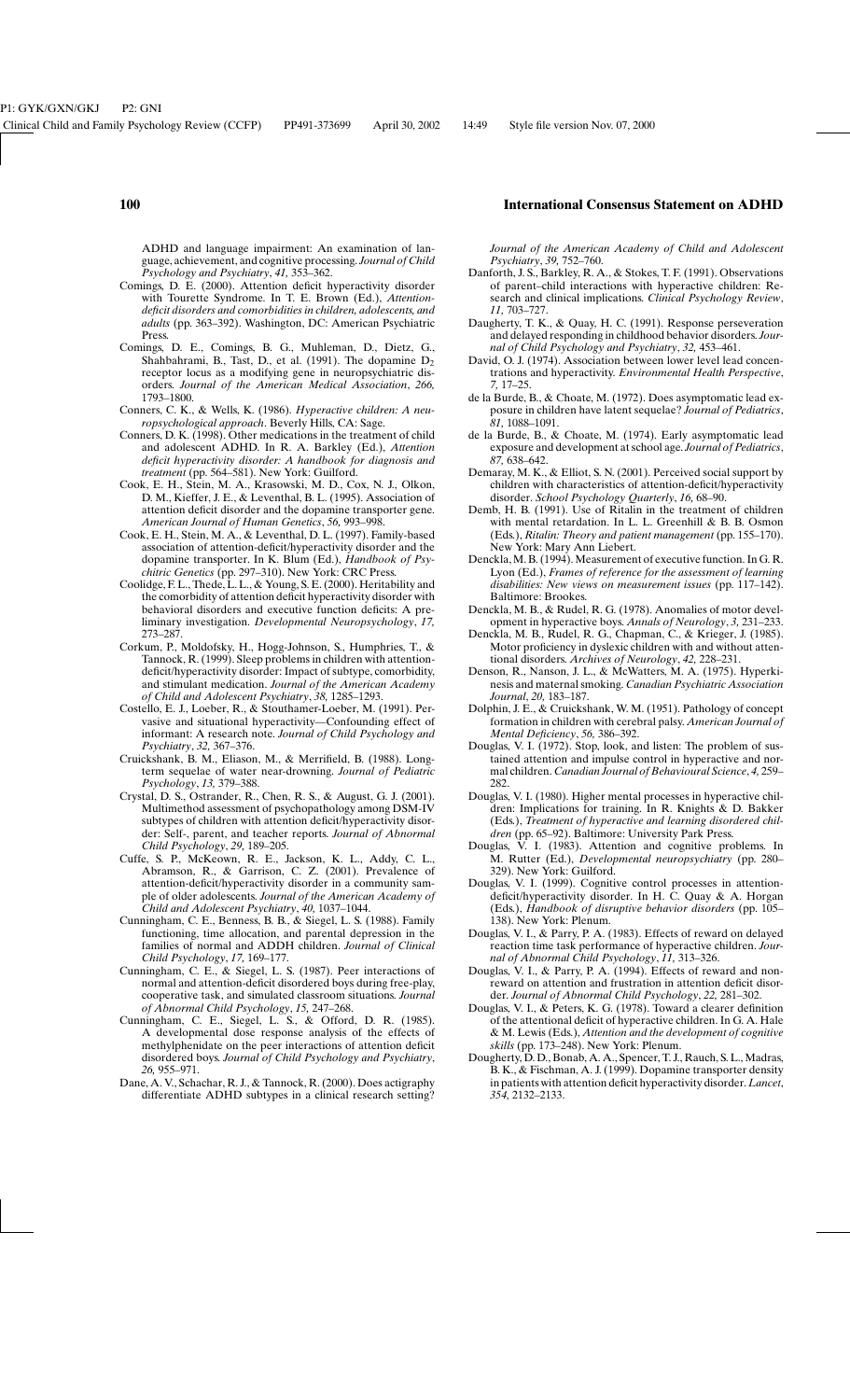ADHD and language impairment: An examination of language, achievement, and cognitive processing. *Journal of Child Psychology and Psychiatry*, *41*, 353–362.

Comings, D. E. (2000). Attention deficit hyperactivity disorder with Tourette Syndrome. In T. E. Brown (Ed.), *Attention-deficit disorders and comorbidities in children, adolescents, and adults* (pp. 363–392). Washington, DC: American Psychiatric Press.

Comings, D. E., Comings, B. G., Muhleman, D., Dietz, G., Shahbahrami, B., Tast, D., et al. (1991). The dopamine $D_2$ receptor locus as a modifying gene in neuropsychiatric disorders. *Journal of the American Medical Association*, *266*, 1793–1800.

Conners, C. K., & Wells, K. (1986). *Hyperactive children: A neuropsychological approach*. Beverly Hills, CA: Sage.

Conners, D. K. (1998). Other medications in the treatment of child and adolescent ADHD. In R. A. Barkley (Ed.), *Attention deficit hyperactivity disorder: A handbook for diagnosis and treatment* (pp. 564–581). New York: Guilford.

Cook, E. H., Stein, M. A., Krasowski, M. D., Cox, N. J., Olkon, D. M., Kieffer, J. E., & Leventhal, B. L. (1995). Association of attention deficit disorder and the dopamine transporter gene. *American Journal of Human Genetics*, *56*, 993–998.

Cook, E. H., Stein, M. A., & Leventhal, D. L. (1997). Family-based association of attention-deficit/hyperactivity disorder and the dopamine transporter. In K. Blum (Ed.), *Handbook of Psychiatric Genetics* (pp. 297–310). New York: CRC Press.

Coolidge, F. L., Thede, L. L., & Young, S. E. (2000). Heritability and the comorbidity of attention deficit hyperactivity disorder with behavioral disorders and executive function deficits: A preliminary investigation. *Developmental Neuropsychology*, *17*, 273–287.

Corkum, P., Moldofsky, H., Hogg-Johnson, S., Humphries, T., & Tannock, R. (1999). Sleep problems in children with attention-deficit/hyperactivity disorder: Impact of subtype, comorbidity, and stimulant medication. *Journal of the American Academy of Child and Adolescent Psychiatry*, *38*, 1285–1293.

Costello, E. J., Loeber, R., & Stouthamer-Loeber, M. (1991). Pervasive and situational hyperactivity—Confounding effect of informant: A research note. *Journal of Child Psychology and Psychiatry*, *32*, 367–376.

Cruickshank, B. M., Eliason, M., & Merrifield, B. (1988). Long-term sequelae of water near-drowning. *Journal of Pediatric Psychology*, *13*, 379–388.

Crystal, D. S., Ostrander, R., Chen, R. S., & August, G. J. (2001). Multimethod assessment of psychopathology among DSM-IV subtypes of children with attention deficit/hyperactivity disorder: Self-, parent, and teacher reports. *Journal of Abnormal Child Psychology*, *29*, 189–205.

Cuffe, S. P., McKeown, R. E., Jackson, K. L., Addy, C. L., Abramson, R., & Garrison, C. Z. (2001). Prevalence of attention-deficit/hyperactivity disorder in a community sample of older adolescents. *Journal of the American Academy of Child and Adolescent Psychiatry*, *40*, 1037–1044.

Cunningham, C. E., Benness, B. B., & Siegel, L. S. (1988). Family functioning, time allocation, and parental depression in the families of normal and ADDH children. *Journal of Clinical Child Psychology*, *17*, 169–177.

Cunningham, C. E., & Siegel, L. S. (1987). Peer interactions of normal and attention-deficit disordered boys during free-play, cooperative task, and simulated classroom situations. *Journal of Abnormal Child Psychology*, *15*, 247–268.

Cunningham, C. E., Siegel, L. S., & Offord, D. R. (1985). A developmental dose response analysis of the effects of methylphenidate on the peer interactions of attention deficit disordered boys. *Journal of Child Psychology and Psychiatry*, *26*, 955–971.

Dane, A. V., Schachar, R. J., & Tannock, R. (2000). Does actigraphy differentiate ADHD subtypes in a clinical research setting? *Journal of the American Academy of Child and Adolescent Psychiatry*, *39*, 752–760.

Danforth, J. S., Barkley, R. A., & Stokes, T. F. (1991). Observations of parent–child interactions with hyperactive children: Research and clinical implications. *Clinical Psychology Review*, *11*, 703–727.

Daugherty, T. K., & Quay, H. C. (1991). Response perseveration and delayed responding in childhood behavior disorders. *Journal of Child Psychology and Psychiatry*, *32*, 453–461.

David, O. J. (1974). Association between lower level lead concentrations and hyperactivity. *Environmental Health Perspective*, *7*, 17–25.

de la Burde, B., & Choate, M. (1972). Does asymptomatic lead exposure in children have latent sequelae? *Journal of Pediatrics*, *81*, 1088–1091.

de la Burde, B., & Choate, M. (1974). Early asymptomatic lead exposure and development at school age. *Journal of Pediatrics*, *87*, 638–642.

Demaray, M. K., & Elliot, S. N. (2001). Perceived social support by children with characteristics of attention-deficit/hyperactivity disorder. *School Psychology Quarterly*, *16*, 68–90.

Demb, H. B. (1991). Use of Ritalin in the treatment of children with mental retardation. In L. L. Greenhill & B. B. Osmon (Eds.), *Ritalin: Theory and patient management* (pp. 155–170). New York: Mary Ann Liebert.

Denckla, M. B. (1994). Measurement of executive function. In G. R. Lyon (Ed.), *Frames of reference for the assessment of learning disabilities: New views on measurement issues* (pp. 117–142). Baltimore: Brookes.

Denckla, M. B., & Rudel, R. G. (1978). Anomalies of motor development in hyperactive boys. *Annals of Neurology*, *3*, 231–233.

Denckla, M. B., Rudel, R. G., Chapman, C., & Krieger, J. (1985). Motor proficiency in dyslexic children with and without attentional disorders. *Archives of Neurology*, *42*, 228–231.

Denson, R., Nanson, J. L., & McWatters, M. A. (1975). Hyperkinesis and maternal smoking. *Canadian Psychiatric Association Journal*, *20*, 183–187.

Dolphin, J. E., & Cruickshank, W. M. (1951). Pathology of concept formation in children with cerebral palsy. *American Journal of Mental Deficiency*, *56*, 386–392.

Douglas, V. I. (1972). Stop, look, and listen: The problem of sustained attention and impulse control in hyperactive and normal children. *Canadian Journal of Behavioural Science*, *4*, 259–282.

Douglas, V. I. (1980). Higher mental processes in hyperactive children: Implications for training. In R. Knights & D. Bakker (Eds.), *Treatment of hyperactive and learning disordered children* (pp. 65–92). Baltimore: University Park Press.

Douglas, V. I. (1983). Attention and cognitive problems. In M. Rutter (Ed.), *Developmental neuropsychiatry* (pp. 280–329). New York: Guilford.

Douglas, V. I. (1999). Cognitive control processes in attention-deficit/hyperactivity disorder. In H. C. Quay & A. Horgan (Eds.), *Handbook of disruptive behavior disorders* (pp. 105–138). New York: Plenum.

Douglas, V. I., & Parry, P. A. (1983). Effects of reward on delayed reaction time task performance of hyperactive children. *Journal of Abnormal Child Psychology*, *11*, 313–326.

Douglas, V. I., & Parry, P. A. (1994). Effects of reward and nonreward on attention and frustration in attention deficit disorder. *Journal of Abnormal Child Psychology*, *22*, 281–302.

Douglas, V. I., & Peters, K. G. (1978). Toward a clearer definition of the attentional deficit of hyperactive children. In G. A. Hale & M. Lewis (Eds.), *Attention and the development of cognitive skills* (pp. 173–248). New York: Plenum.

Dougherty, D. D., Bonab, A. A., Spencer, T. J., Rauch, S. L., Madras, B. K., & Fischman, A. J. (1999). Dopamine transporter density in patients with attention deficit hyperactivity disorder. *Lancet*, *354*, 2132–2133.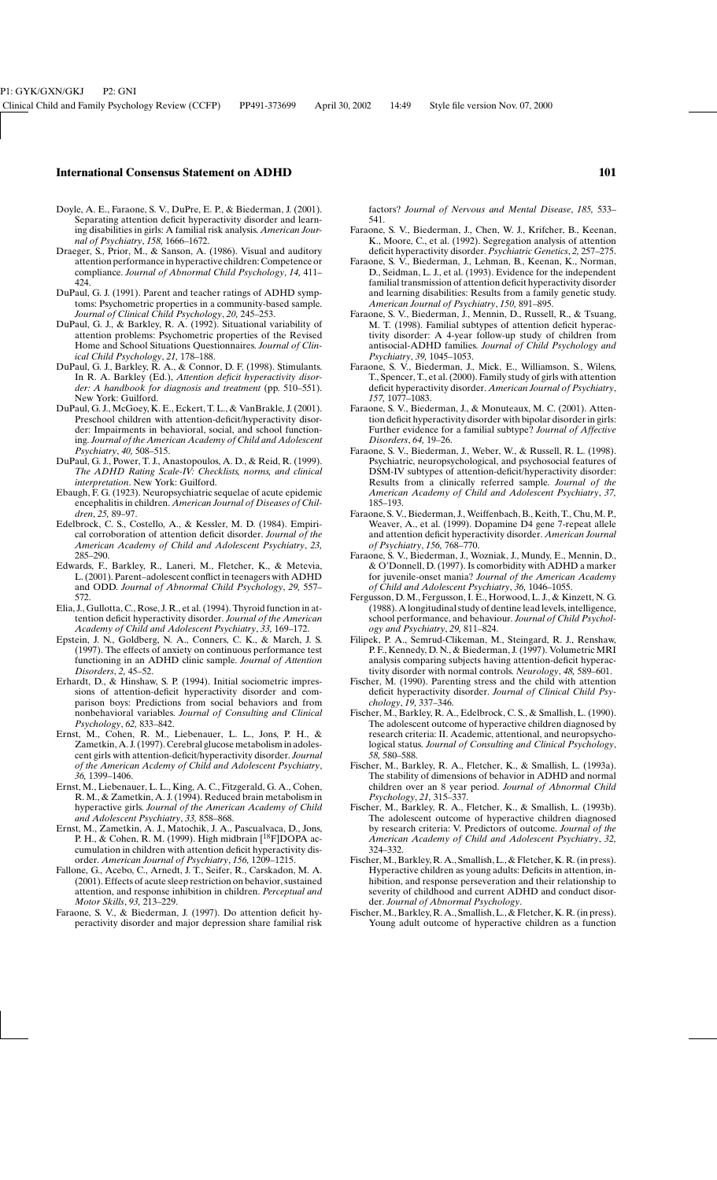Doyle, A. E., Faraone, S. V., DuPre, E. P., & Biederman, J. (2001). Separating attention deficit hyperactivity disorder and learning disabilities in girls: A familial risk analysis. *American Journal of Psychiatry*, *158*, 1666–1672.

Draeger, S., Prior, M., & Sanson, A. (1986). Visual and auditory attention performance in hyperactive children: Competence or compliance. *Journal of Abnormal Child Psychology*, *14*, 411–424.

DuPaul, G. J. (1991). Parent and teacher ratings of ADHD symptoms: Psychometric properties in a community-based sample. *Journal of Clinical Child Psychology*, *20*, 245–253.

DuPaul, G. J., & Barkley, R. A. (1992). Situational variability of attention problems: Psychometric properties of the Revised Home and School Situations Questionnaires. *Journal of Clinical Child Psychology*, *21*, 178–188.

DuPaul, G. J., Barkley, R. A., & Connor, D. F. (1998). Stimulants. In R. A. Barkley (Ed.), *Attention deficit hyperactivity disorder: A handbook for diagnosis and treatment* (pp. 510–551). New York: Guilford.

DuPaul, G. J., McGoey, K. E., Eckert, T. L., & VanBrakle, J. (2001). Preschool children with attention-deficit/hyperactivity disorder: Impairments in behavioral, social, and school functioning. *Journal of the American Academy of Child and Adolescent Psychiatry*, *40*, 508–515.

DuPaul, G. J., Power, T. J., Anastopoulos, A. D., & Reid, R. (1999). *The ADHD Rating Scale-IV: Checklists, norms, and clinical interpretation*. New York: Guilford.

Ebaugh, F. G. (1923). Neuropsychiatric sequelae of acute epidemic encephalitis in children. *American Journal of Diseases of Children*, *25*, 89–97.

Edelbrock, C. S., Costello, A., & Kessler, M. D. (1984). Empirical corroboration of attention deficit disorder. *Journal of the American Academy of Child and Adolescent Psychiatry*, *23*, 285–290.

Edwards, F., Barkley, R., Laneri, M., Fletcher, K., & Metevia, L. (2001). Parent–adolescent conflict in teenagers with ADHD and ODD. *Journal of Abnormal Child Psychology*, *29*, 557–572.

Elia, J., Gullotta, C., Rose, J. R., et al. (1994). Thyroid function in attention deficit hyperactivity disorder. *Journal of the American Academy of Child and Adolescent Psychiatry*, *33*, 169–172.

Epstein, J. N., Goldberg, N. A., Conners, C. K., & March, J. S. (1997). The effects of anxiety on continuous performance test functioning in an ADHD clinic sample. *Journal of Attention Disorders*, *2*, 45–52.

Erhardt, D., & Hinshaw, S. P. (1994). Initial sociometric impressions of attention-deficit hyperactivity disorder and comparison boys: Predictions from social behaviors and from nonbehavioral variables. *Journal of Consulting and Clinical Psychology*, *62*, 833–842.

Ernst, M., Cohen, R. M., Liebenauer, L. L., Jons, P. H., & Zametkin, A. J. (1997). Cerebral glucose metabolism in adolescent girls with attention-deficit/hyperactivity disorder. *Journal of the American Acdemy of Child and Adolescent Psychiatry*, *36*, 1399–1406.

Ernst, M., Liebenauer, L. L., King, A. C., Fitzgerald, G. A., Cohen, R. M., & Zametkin, A. J. (1994). Reduced brain metabolism in hyperactive girls. *Journal of the American Academy of Child and Adolescent Psychiatry*, *33*, 858–868.

Ernst, M., Zametkin, A. J., Matochik, J. A., Pascualvaca, D., Jons, P. H., & Cohen, R. M. (1999). High midbrain [$^{18}$F]DOPA accumulation in children with attention deficit hyperactivity disorder. *American Journal of Psychiatry*, *156*, 1209–1215.

Fallone, G., Acebo, C., Arnedt, J. T., Seifer, R., Carskadon, M. A. (2001). Effects of acute sleep restriction on behavior, sustained attention, and response inhibition in children. *Perceptual and Motor Skills*, *93*, 213–229.

Faraone, S. V., & Biederman, J. (1997). Do attention deficit hyperactivity disorder and major depression share familial risk factors? *Journal of Nervous and Mental Disease*, *185*, 533–541.

Faraone, S. V., Biederman, J., Chen, W. J., Krifcher, B., Keenan, K., Moore, C., et al. (1992). Segregation analysis of attention deficit hyperactivity disorder. *Psychiatric Genetics*, *2*, 257–275.

Faraone, S. V., Biederman, J., Lehman, B., Keenan, K., Norman, D., Seidman, L. J., et al. (1993). Evidence for the independent familial transmission of attention deficit hyperactivity disorder and learning disabilities: Results from a family genetic study. *American Journal of Psychiatry*, *150*, 891–895.

Faraone, S. V., Biederman, J., Mennin, D., Russell, R., & Tsuang, M. T. (1998). Familial subtypes of attention deficit hyperactivity disorder: A 4-year follow-up study of children from antisocial-ADHD families. *Journal of Child Psychology and Psychiatry*, *39*, 1045–1053.

Faraone, S. V., Biederman, J., Mick, E., Williamson, S., Wilens, T., Spencer, T., et al. (2000). Family study of girls with attention deficit hyperactivity disorder. *American Journal of Psychiatry*, *157*, 1077–1083.

Faraone, S. V., Biederman, J., & Monuteaux, M. C. (2001). Attention deficit hyperactivity disorder with bipolar disorder in girls: Further evidence for a familial subtype? *Journal of Affective Disorders*, *64*, 19–26.

Faraone, S. V., Biederman, J., Weber, W., & Russell, R. L. (1998). Psychiatric, neuropsychological, and psychosocial features of DSM-IV subtypes of attention-deficit/hyperactivity disorder: Results from a clinically referred sample. *Journal of the American Academy of Child and Adolescent Psychiatry*, *37*, 185–193.

Faraone, S. V., Biederman, J., Weiffenbach, B., Keith, T., Chu, M. P., Weaver, A., et al. (1999). Dopamine D4 gene 7-repeat allele and attention deficit hyperactivity disorder. *American Journal of Psychiatry*, *156*, 768–770.

Faraone, S. V., Biederman, J., Wozniak, J., Mundy, E., Mennin, D., & O'Donnell, D. (1997). Is comorbidity with ADHD a marker for juvenile-onset mania? *Journal of the American Academy of Child and Adolescent Psychiatry*, *36*, 1046–1055.

Fergusson, D. M., Fergusson, I. E., Horwood, L. J., & Kinzett, N. G. (1988). A longitudinal study of dentine lead levels, intelligence, school performance, and behaviour. *Journal of Child Psychology and Psychiatry*, *29*, 811–824.

Filipek, P. A., Semrud-Clikeman, M., Steingard, R. J., Renshaw, P. F., Kennedy, D. N., & Biederman, J. (1997). Volumetric MRI analysis comparing subjects having attention-deficit hyperactivity disorder with normal controls. *Neurology*, *48*, 589–601.

Fischer, M. (1990). Parenting stress and the child with attention deficit hyperactivity disorder. *Journal of Clinical Child Psychology*, *19*, 337–346.

Fischer, M., Barkley, R. A., Edelbrock, C. S., & Smallish, L. (1990). The adolescent outcome of hyperactive children diagnosed by research criteria: II. Academic, attentional, and neuropsychological status. *Journal of Consulting and Clinical Psychology*, *58*, 580–588.

Fischer, M., Barkley, R. A., Fletcher, K., & Smallish, L. (1993a). The stability of dimensions of behavior in ADHD and normal children over an 8 year period. *Journal of Abnormal Child Psychology*, *21*, 315–337.

Fischer, M., Barkley, R. A., Fletcher, K., & Smallish, L. (1993b). The adolescent outcome of hyperactive children diagnosed by research criteria: V. Predictors of outcome. *Journal of the American Academy of Child and Adolescent Psychiatry*, *32*, 324–332.

Fischer, M., Barkley, R. A., Smallish, L., & Fletcher, K. R. (in press). Hyperactive children as young adults: Deficits in attention, inhibition, and response perseveration and their relationship to severity of childhood and current ADHD and conduct disorder. *Journal of Abnormal Psychology*.

Fischer, M., Barkley, R. A., Smallish, L., & Fletcher, K. R. (in press). Young adult outcome of hyperactive children as a function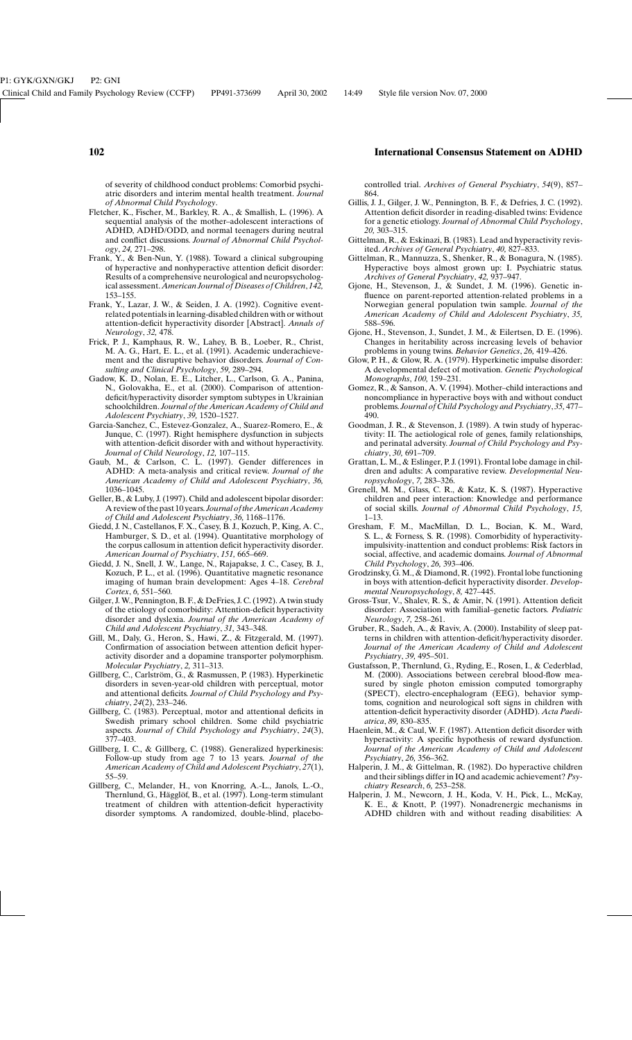of severity of childhood conduct problems: Comorbid psychiatric disorders and interim mental health treatment. *Journal of Abnormal Child Psychology*.

Fletcher, K., Fischer, M., Barkley, R. A., & Smallish, L. (1996). A sequential analysis of the mother–adolescent interactions of ADHD, ADHD/ODD, and normal teenagers during neutral and conflict discussions. *Journal of Abnormal Child Psychology*, *24*, 271–298.

Frank, Y., & Ben-Nun, Y. (1988). Toward a clinical subgrouping of hyperactive and nonhyperactive attention deficit disorder: Results of a comprehensive neurological and neuropsychological assessment. *American Journal of Diseases of Children*, *142*, 153–155.

Frank, Y., Lazar, J. W., & Seiden, J. A. (1992). Cognitive event-related potentials in learning-disabled children with or without attention-deficit hyperactivity disorder [Abstract]. *Annals of Neurology*, *32*, 478.

Frick, P. J., Kamphaus, R. W., Lahey, B. B., Loeber, R., Christ, M. A. G., Hart, E. L., et al. (1991). Academic underachievement and the disruptive behavior disorders. *Journal of Consulting and Clinical Psychology*, *59*, 289–294.

Gadow, K. D., Nolan, E. E., Litcher, L., Carlson, G. A., Panina, N., Golovakha, E., et al. (2000). Comparison of attention-deficit/hyperactivity disorder symptom subtypes in Ukrainian schoolchildren. *Journal of the American Academy of Child and Adolescent Psychiatry*, *39*, 1520–1527.

Garcia-Sanchez, C., Estevez-Gonzalez, A., Suarez-Romero, E., & Junque, C. (1997). Right hemisphere dysfunction in subjects with attention-deficit disorder with and without hyperactivity. *Journal of Child Neurology*, *12*, 107–115.

Gaub, M., & Carlson, C. L. (1997). Gender differences in ADHD: A meta-analysis and critical review. *Journal of the American Academy of Child and Adolescent Psychiatry*, *36*, 1036–1045.

Geller, B., & Luby, J. (1997). Child and adolescent bipolar disorder: A review of the past 10 years. *Journal of the American Academy of Child and Adolescent Psychiatry*, *36*, 1168–1176.

Giedd, J. N., Castellanos, F. X., Casey, B. J., Kozuch, P., King, A. C., Hamburger, S. D., et al. (1994). Quantitative morphology of the corpus callosum in attention deficit hyperactivity disorder. *American Journal of Psychiatry*, *151*, 665–669.

Giedd, J. N., Snell, J. W., Lange, N., Rajapakse, J. C., Casey, B. J., Kozuch, P. L., et al. (1996). Quantitative magnetic resonance imaging of human brain development: Ages 4–18. *Cerebral Cortex*, *6*, 551–560.

Gilger, J. W., Pennington, B. F., & DeFries, J. C. (1992). A twin study of the etiology of comorbidity: Attention-deficit hyperactivity disorder and dyslexia. *Journal of the American Academy of Child and Adolescent Psychiatry*, *31*, 343–348.

Gill, M., Daly, G., Heron, S., Hawi, Z., & Fitzgerald, M. (1997). Confirmation of association between attention deficit hyperactivity disorder and a dopamine transporter polymorphism. *Molecular Psychiatry*, *2*, 311–313.

Gillberg, C., Carlström, G., & Rasmussen, P. (1983). Hyperkinetic disorders in seven-year-old children with perceptual, motor and attentional deficits. *Journal of Child Psychology and Psychiatry*, *24*(2), 233–246.

Gillberg, C. (1983). Perceptual, motor and attentional deficits in Swedish primary school children. Some child psychiatric aspects. *Journal of Child Psychology and Psychiatry*, *24*(3), 377–403.

Gillberg, I. C., & Gillberg, C. (1988). Generalized hyperkinesis: Follow-up study from age 7 to 13 years. *Journal of the American Academy of Child and Adolescent Psychiatry*, *27*(1), 55–59.

Gillberg, C., Melander, H., von Knorring, A.-L., Janols, L.-O., Thernlund, G., Hägglöf, B., et al. (1997). Long-term stimulant treatment of children with attention-deficit hyperactivity disorder symptoms. A randomized, double-blind, placebo-controlled trial. *Archives of General Psychiatry*, *54*(9), 857–864.

Gillis, J. J., Gilger, J. W., Pennington, B. F., & Defries, J. C. (1992). Attention deficit disorder in reading-disabled twins: Evidence for a genetic etiology. *Journal of Abnormal Child Psychology*, *20*, 303–315.

Gittelman, R., & Eskinazi, B. (1983). Lead and hyperactivity revisited. *Archives of General Psychiatry*, *40*, 827–833.

Gittelman, R., Mannuzza, S., Shenker, R., & Bonagura, N. (1985). Hyperactive boys almost grown up: I. Psychiatric status. *Archives of General Psychiatry*, *42*, 937–947.

Gjone, H., Stevenson, J., & Sundet, J. M. (1996). Genetic influence on parent-reported attention-related problems in a Norwegian general population twin sample. *Journal of the American Academy of Child and Adolescent Psychiatry*, *35*, 588–596.

Gjone, H., Stevenson, J., Sundet, J. M., & Eilertsen, D. E. (1996). Changes in heritability across increasing levels of behavior problems in young twins. *Behavior Genetics*, *26*, 419–426.

Glow, P. H., & Glow, R. A. (1979). Hyperkinetic impulse disorder: A developmental defect of motivation. *Genetic Psychological Monographs*, *100*, 159–231.

Gomez, R., & Sanson, A. V. (1994). Mother–child interactions and noncompliance in hyperactive boys with and without conduct problems. *Journal of Child Psychology and Psychiatry*, *35*, 477–490.

Goodman, J. R., & Stevenson, J. (1989). A twin study of hyperactivity: II. The aetiological role of genes, family relationships, and perinatal adversity. *Journal of Child Psychology and Psychiatry*, *30*, 691–709.

Grattan, L. M., & Eslinger, P. J. (1991). Frontal lobe damage in children and adults: A comparative review. *Developmental Neuropsychology*, *7*, 283–326.

Grenell, M. M., Glass, C. R., & Katz, K. S. (1987). Hyperactive children and peer interaction: Knowledge and performance of social skills. *Journal of Abnormal Child Psychology*, *15*, 1–13.

Gresham, F. M., MacMillan, D. L., Bocian, K. M., Ward, S. L., & Forness, S. R. (1998). Comorbidity of hyperactivity-impulsivity-inattention and conduct problems: Risk factors in social, affective, and academic domains. *Journal of Abnormal Child Psychology*, *26*, 393–406.

Grodzinsky, G. M., & Diamond, R. (1992). Frontal lobe functioning in boys with attention-deficit hyperactivity disorder. *Developmental Neuropsychology*, *8*, 427–445.

Gross-Tsur, V., Shalev, R. S., & Amir, N. (1991). Attention deficit disorder: Association with familial–genetic factors. *Pediatric Neurology*, *7*, 258–261.

Gruber, R., Sadeh, A., & Raviv, A. (2000). Instability of sleep patterns in children with attention-deficit/hyperactivity disorder. *Journal of the American Academy of Child and Adolescent Psychiatry*, *39*, 495–501.

Gustafsson, P., Thernlund, G., Ryding, E., Rosen, I., & Cederblad, M. (2000). Associations between cerebral blood-flow measured by single photon emission computed tomorgraphy (SPECT), electro-encephalogram (EEG), behavior symptoms, cognition and neurological soft signs in children with attention-deficit hyperactivity disorder (ADHD). *Acta Paediatrica*, *89*, 830–835.

Haenlein, M., & Caul, W. F. (1987). Attention deficit disorder with hyperactivity: A specific hypothesis of reward dysfunction. *Journal of the American Academy of Child and Adolescent Psychiatry*, *26*, 356–362.

Halperin, J. M., & Gittelman, R. (1982). Do hyperactive children and their siblings differ in IQ and academic achievement? *Psychiatry Research*, *6*, 253–258.

Halperin, J. M., Newcorn, J. H., Koda, V. H., Pick, L., McKay, K. E., & Knott, P. (1997). Nonadrenergic mechanisms in ADHD children with and without reading disabilities: A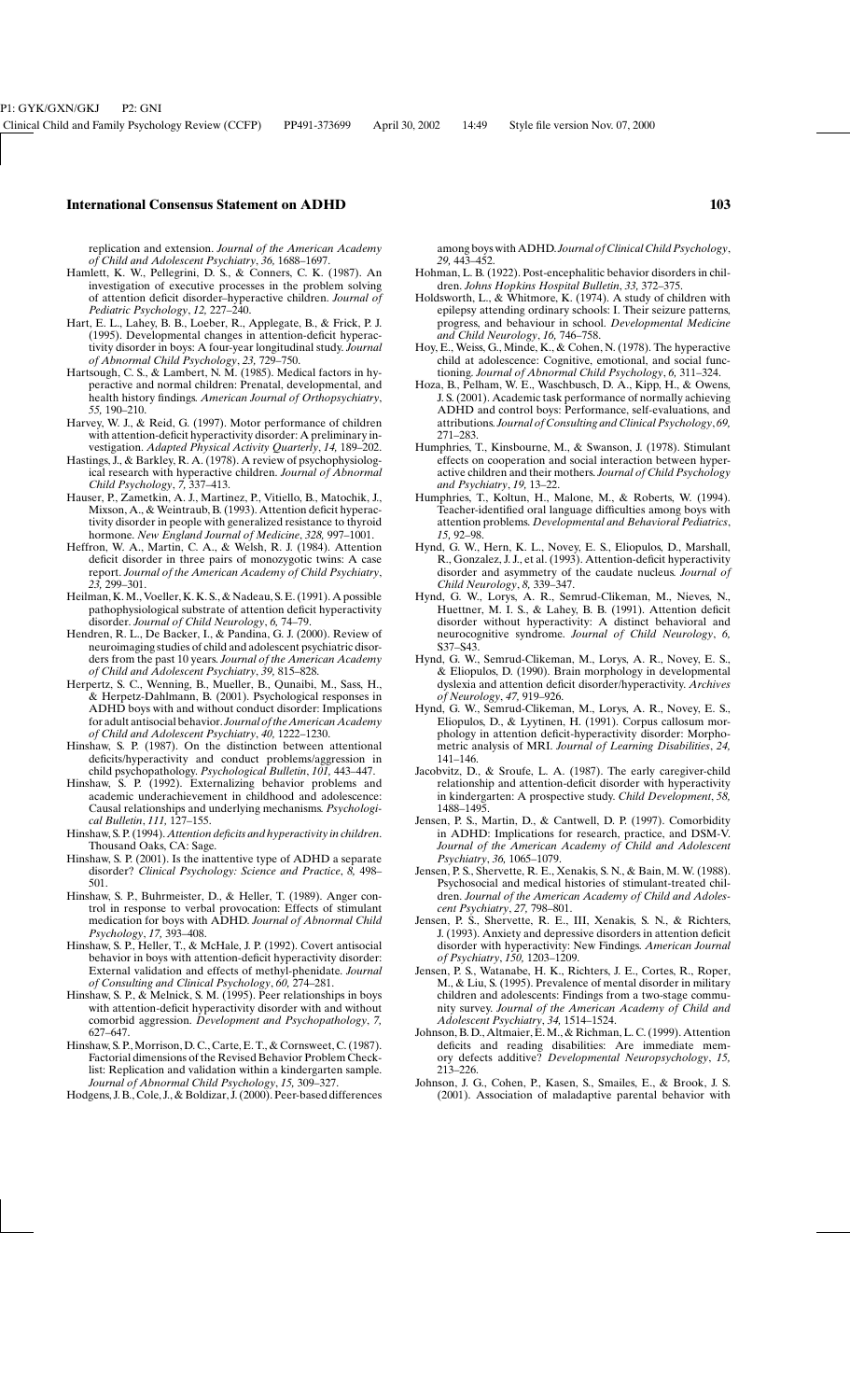replication and extension. *Journal of the American Academy of Child and Adolescent Psychiatry*, *36*, 1688–1697.

Hamlett, K. W., Pellegrini, D. S., & Conners, C. K. (1987). An investigation of executive processes in the problem solving of attention deficit disorder–hyperactive children. *Journal of Pediatric Psychology*, *12*, 227–240.

Hart, E. L., Lahey, B. B., Loeber, R., Applegate, B., & Frick, P. J. (1995). Developmental changes in attention-deficit hyperactivity disorder in boys: A four-year longitudinal study. *Journal of Abnormal Child Psychology*, *23*, 729–750.

Hartsough, C. S., & Lambert, N. M. (1985). Medical factors in hyperactive and normal children: Prenatal, developmental, and health history findings. *American Journal of Orthopsychiatry*, *55*, 190–210.

Harvey, W. J., & Reid, G. (1997). Motor performance of children with attention-deficit hyperactivity disorder: A preliminary investigation. *Adapted Physical Activity Quarterly*, *14*, 189–202.

Hastings, J., & Barkley, R. A. (1978). A review of psychophysiological research with hyperactive children. *Journal of Abnormal Child Psychology*, *7*, 337–413.

Hauser, P., Zametkin, A. J., Martinez, P., Vitiello, B., Matochik, J., Mixson, A., & Weintraub, B. (1993). Attention deficit hyperactivity disorder in people with generalized resistance to thyroid hormone. *New England Journal of Medicine*, *328*, 997–1001.

Heffron, W. A., Martin, C. A., & Welsh, R. J. (1984). Attention deficit disorder in three pairs of monozygotic twins: A case report. *Journal of the American Academy of Child Psychiatry*, *23*, 299–301.

Heilman, K. M., Voeller, K. K. S., & Nadeau, S. E. (1991). A possible pathophysiological substrate of attention deficit hyperactivity disorder. *Journal of Child Neurology*, *6*, 74–79.

Hendren, R. L., De Backer, I., & Pandina, G. J. (2000). Review of neuroimaging studies of child and adolescent psychiatric disorders from the past 10 years. *Journal of the American Academy of Child and Adolescent Psychiatry*, *39*, 815–828.

Herpertz, S. C., Wenning, B., Mueller, B., Qunaibi, M., Sass, H., & Herpetz-Dahlmann, B. (2001). Psychological responses in ADHD boys with and without conduct disorder: Implications for adult antisocial behavior. *Journal of the American Academy of Child and Adolescent Psychiatry*, *40*, 1222–1230.

Hinshaw, S. P. (1987). On the distinction between attentional deficits/hyperactivity and conduct problems/aggression in child psychopathology. *Psychological Bulletin*, *101*, 443–447.

Hinshaw, S. P. (1992). Externalizing behavior problems and academic underachievement in childhood and adolescence: Causal relationships and underlying mechanisms. *Psychological Bulletin*, *111*, 127–155.

Hinshaw, S. P. (1994). *Attention deficits and hyperactivity in children*. Thousand Oaks, CA: Sage.

Hinshaw, S. P. (2001). Is the inattentive type of ADHD a separate disorder? *Clinical Psychology: Science and Practice*, *8*, 498–501.

Hinshaw, S. P., Buhrmeister, D., & Heller, T. (1989). Anger control in response to verbal provocation: Effects of stimulant medication for boys with ADHD. *Journal of Abnormal Child Psychology*, *17*, 393–408.

Hinshaw, S. P., Heller, T., & McHale, J. P. (1992). Covert antisocial behavior in boys with attention-deficit hyperactivity disorder: External validation and effects of methyl-phenidate. *Journal of Consulting and Clinical Psychology*, *60*, 274–281.

Hinshaw, S. P., & Melnick, S. M. (1995). Peer relationships in boys with attention-deficit hyperactivity disorder with and without comorbid aggression. *Development and Psychopathology*, *7*, 627–647.

Hinshaw, S. P., Morrison, D. C., Carte, E. T., & Cornsweet, C. (1987). Factorial dimensions of the Revised Behavior Problem Checklist: Replication and validation within a kindergarten sample. *Journal of Abnormal Child Psychology*, *15*, 309–327.

Hodgens, J. B., Cole, J., & Boldizar, J. (2000). Peer-based differences among boys with ADHD. *Journal of Clinical Child Psychology*, *29*, 443–452.

Hohman, L. B. (1922). Post-encephalitic behavior disorders in children. *Johns Hopkins Hospital Bulletin*, *33*, 372–375.

Holdsworth, L., & Whitmore, K. (1974). A study of children with epilepsy attending ordinary schools: I. Their seizure patterns, progress, and behaviour in school. *Developmental Medicine and Child Neurology*, *16*, 746–758.

Hoy, E., Weiss, G., Minde, K., & Cohen, N. (1978). The hyperactive child at adolescence: Cognitive, emotional, and social functioning. *Journal of Abnormal Child Psychology*, *6*, 311–324.

Hoza, B., Pelham, W. E., Waschbusch, D. A., Kipp, H., & Owens, J. S. (2001). Academic task performance of normally achieving ADHD and control boys: Performance, self-evaluations, and attributions. *Journal of Consulting and Clinical Psychology*, *69*, 271–283.

Humphries, T., Kinsbourne, M., & Swanson, J. (1978). Stimulant effects on cooperation and social interaction between hyperactive children and their mothers. *Journal of Child Psychology and Psychiatry*, *19*, 13–22.

Humphries, T., Koltun, H., Malone, M., & Roberts, W. (1994). Teacher-identified oral language difficulties among boys with attention problems. *Developmental and Behavioral Pediatrics*, *15*, 92–98.

Hynd, G. W., Hern, K. L., Novey, E. S., Eliopulos, D., Marshall, R., Gonzalez, J. J., et al. (1993). Attention-deficit hyperactivity disorder and asymmetry of the caudate nucleus. *Journal of Child Neurology*, *8*, 339–347.

Hynd, G. W., Lorys, A. R., Semrud-Clikeman, M., Nieves, N., Huettner, M. I. S., & Lahey, B. B. (1991). Attention deficit disorder without hyperactivity: A distinct behavioral and neurocognitive syndrome. *Journal of Child Neurology*, *6*, S37–S43.

Hynd, G. W., Semrud-Clikeman, M., Lorys, A. R., Novey, E. S., & Eliopulos, D. (1990). Brain morphology in developmental dyslexia and attention deficit disorder/hyperactivity. *Archives of Neurology*, *47*, 919–926.

Hynd, G. W., Semrud-Clikeman, M., Lorys, A. R., Novey, E. S., Eliopulos, D., & Lyytinen, H. (1991). Corpus callosum morphology in attention deficit-hyperactivity disorder: Morphometric analysis of MRI. *Journal of Learning Disabilities*, *24*, 141–146.

Jacobvitz, D., & Sroufe, L. A. (1987). The early caregiver-child relationship and attention-deficit disorder with hyperactivity in kindergarten: A prospective study. *Child Development*, *58*, 1488–1495.

Jensen, P. S., Martin, D., & Cantwell, D. P. (1997). Comorbidity in ADHD: Implications for research, practice, and DSM-V. *Journal of the American Academy of Child and Adolescent Psychiatry*, *36*, 1065–1079.

Jensen, P. S., Shervette, R. E., Xenakis, S. N., & Bain, M. W. (1988). Psychosocial and medical histories of stimulant-treated children. *Journal of the American Academy of Child and Adolescent Psychiatry*, *27*, 798–801.

Jensen, P. S., Shervette, R. E., III, Xenakis, S. N., & Richters, J. (1993). Anxiety and depressive disorders in attention deficit disorder with hyperactivity: New Findings. *American Journal of Psychiatry*, *150*, 1203–1209.

Jensen, P. S., Watanabe, H. K., Richters, J. E., Cortes, R., Roper, M., & Liu, S. (1995). Prevalence of mental disorder in military children and adolescents: Findings from a two-stage community survey. *Journal of the American Academy of Child and Adolescent Psychiatry*, *34*, 1514–1524.

Johnson, B. D., Altmaier, E. M., & Richman, L. C. (1999). Attention deficits and reading disabilities: Are immediate memory defects additive? *Developmental Neuropsychology*, *15*, 213–226.

Johnson, J. G., Cohen, P., Kasen, S., Smailes, E., & Brook, J. S. (2001). Association of maladaptive parental behavior with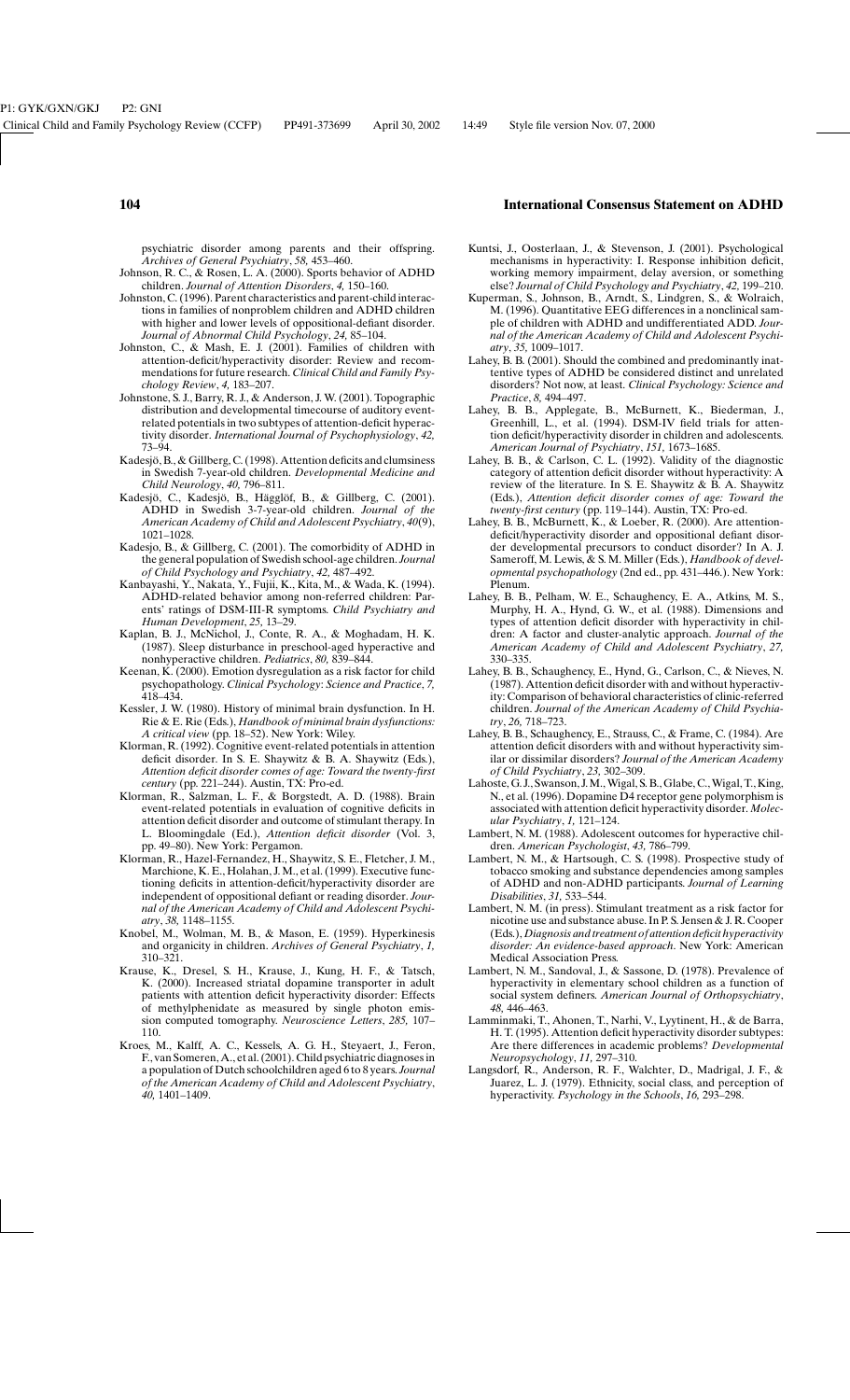psychiatric disorder among parents and their offspring. *Archives of General Psychiatry*, *58*, 453–460.

Johnson, R. C., & Rosen, L. A. (2000). Sports behavior of ADHD children. *Journal of Attention Disorders*, *4*, 150–160.

Johnston, C. (1996). Parent characteristics and parent-child interactions in families of nonproblem children and ADHD children with higher and lower levels of oppositional-defiant disorder. *Journal of Abnormal Child Psychology*, *24*, 85–104.

Johnston, C., & Mash, E. J. (2001). Families of children with attention-deficit/hyperactivity disorder: Review and recommendations for future research. *Clinical Child and Family Psychology Review*, *4*, 183–207.

Johnstone, S. J., Barry, R. J., & Anderson, J. W. (2001). Topographic distribution and developmental timecourse of auditory event-related potentials in two subtypes of attention-deficit hyperactivity disorder. *International Journal of Psychophysiology*, *42*, 73–94.

Kadesjö, B., & Gillberg, C. (1998). Attention deficits and clumsiness in Swedish 7-year-old children. *Developmental Medicine and Child Neurology*, *40*, 796–811.

Kadesjö, C., Kadesjö, B., Hägglöf, B., & Gillberg, C. (2001). ADHD in Swedish 3-7-year-old children. *Journal of the American Academy of Child and Adolescent Psychiatry*, *40*(9), 1021–1028.

Kadesjo, B., & Gillberg, C. (2001). The comorbidity of ADHD in the general population of Swedish school-age children. *Journal of Child Psychology and Psychiatry*, *42*, 487–492.

Kanbayashi, Y., Nakata, Y., Fujii, K., Kita, M., & Wada, K. (1994). ADHD-related behavior among non-referred children: Parents' ratings of DSM-III-R symptoms. *Child Psychiatry and Human Development*, *25*, 13–29.

Kaplan, B. J., McNichol, J., Conte, R. A., & Moghadam, H. K. (1987). Sleep disturbance in preschool-aged hyperactive and nonhyperactive children. *Pediatrics*, *80*, 839–844.

Keenan, K. (2000). Emotion dysregulation as a risk factor for child psychopathology. *Clinical Psychology: Science and Practice*, *7*, 418–434.

Kessler, J. W. (1980). History of minimal brain dysfunction. In H. Rie & E. Rie (Eds.), *Handbook of minimal brain dysfunctions: A critical view* (pp. 18–52). New York: Wiley.

Klorman, R. (1992). Cognitive event-related potentials in attention deficit disorder. In S. E. Shaywitz & B. A. Shaywitz (Eds.), *Attention deficit disorder comes of age: Toward the twenty-first century* (pp. 221–244). Austin, TX: Pro-ed.

Klorman, R., Salzman, L. F., & Borgstedt, A. D. (1988). Brain event-related potentials in evaluation of cognitive deficits in attention deficit disorder and outcome of stimulant therapy. In L. Bloomingdale (Ed.), *Attention deficit disorder* (Vol. 3, pp. 49–80). New York: Pergamon.

Klorman, R., Hazel-Fernandez, H., Shaywitz, S. E., Fletcher, J. M., Marchione, K. E., Holahan, J. M., et al. (1999). Executive functioning deficits in attention-deficit/hyperactivity disorder are independent of oppositional defiant or reading disorder. *Journal of the American Academy of Child and Adolescent Psychiatry*, *38*, 1148–1155.

Knobel, M., Wolman, M. B., & Mason, E. (1959). Hyperkinesis and organicity in children. *Archives of General Psychiatry*, *1*, 310–321.

Krause, K., Dresel, S. H., Krause, J., Kung, H. F., & Tatsch, K. (2000). Increased striatal dopamine transporter in adult patients with attention deficit hyperactivity disorder: Effects of methylphenidate as measured by single photon emission computed tomography. *Neuroscience Letters*, *285*, 107–110.

Kroes, M., Kalff, A. C., Kessels, A. G. H., Steyaert, J., Feron, F., van Someren, A., et al. (2001). Child psychiatric diagnoses in a population of Dutch schoolchildren aged 6 to 8 years. *Journal of the American Academy of Child and Adolescent Psychiatry*, *40*, 1401–1409.

Kuntsi, J., Oosterlaan, J., & Stevenson, J. (2001). Psychological mechanisms in hyperactivity: I. Response inhibition deficit, working memory impairment, delay aversion, or something else? *Journal of Child Psychology and Psychiatry*, *42*, 199–210.

Kuperman, S., Johnson, B., Arndt, S., Lindgren, S., & Wolraich, M. (1996). Quantitative EEG differences in a nonclinical sample of children with ADHD and undifferentiated ADD. *Journal of the American Academy of Child and Adolescent Psychiatry*, *35*, 1009–1017.

Lahey, B. B. (2001). Should the combined and predominantly inattentive types of ADHD be considered distinct and unrelated disorders? Not now, at least. *Clinical Psychology: Science and Practice*, *8*, 494–497.

Lahey, B. B., Applegate, B., McBurnett, K., Biederman, J., Greenhill, L., et al. (1994). DSM-IV field trials for attention deficit/hyperactivity disorder in children and adolescents. *American Journal of Psychiatry*, *151*, 1673–1685.

Lahey, B. B., & Carlson, C. L. (1992). Validity of the diagnostic category of attention deficit disorder without hyperactivity: A review of the literature. In S. E. Shaywitz & B. A. Shaywitz (Eds.), *Attention deficit disorder comes of age: Toward the twenty-first century* (pp. 119–144). Austin, TX: Pro-ed.

Lahey, B. B., McBurnett, K., & Loeber, R. (2000). Are attention-deficit/hyperactivity disorder and oppositional defiant disorder developmental precursors to conduct disorder? In A. J. Sameroff, M. Lewis, & S. M. Miller (Eds.), *Handbook of developmental psychopathology* (2nd ed., pp. 431–446.). New York: Plenum.

Lahey, B. B., Pelham, W. E., Schaughency, E. A., Atkins, M. S., Murphy, H. A., Hynd, G. W., et al. (1988). Dimensions and types of attention deficit disorder with hyperactivity in children: A factor and cluster-analytic approach. *Journal of the American Academy of Child and Adolescent Psychiatry*, *27*, 330–335.

Lahey, B. B., Schaughency, E., Hynd, G., Carlson, C., & Nieves, N. (1987). Attention deficit disorder with and without hyperactivity: Comparison of behavioral characteristics of clinic-referred children. *Journal of the American Academy of Child Psychiatry*, *26*, 718–723.

Lahey, B. B., Schaughency, E., Strauss, C., & Frame, C. (1984). Are attention deficit disorders with and without hyperactivity similar or dissimilar disorders? *Journal of the American Academy of Child Psychiatry*, *23*, 302–309.

Lahoste, G. J., Swanson, J. M., Wigal, S. B., Glabe, C., Wigal, T., King, N., et al. (1996). Dopamine D4 receptor gene polymorphism is associated with attention deficit hyperactivity disorder. *Molecular Psychiatry*, *1*, 121–124.

Lambert, N. M. (1988). Adolescent outcomes for hyperactive children. *American Psychologist*, *43*, 786–799.

Lambert, N. M., & Hartsough, C. S. (1998). Prospective study of tobacco smoking and substance dependencies among samples of ADHD and non-ADHD participants. *Journal of Learning Disabilities*, *31*, 533–544.

Lambert, N. M. (in press). Stimulant treatment as a risk factor for nicotine use and substance abuse. In P. S. Jensen & J. R. Cooper (Eds.), *Diagnosis and treatment of attention deficit hyperactivity disorder: An evidence-based approach*. New York: American Medical Association Press.

Lambert, N. M., Sandoval, J., & Sassone, D. (1978). Prevalence of hyperactivity in elementary school children as a function of social system definers. *American Journal of Orthopsychiatry*, *48*, 446–463.

Lamminmaki, T., Ahonen, T., Narhi, V., Lyytinent, H., & de Barra, H. T. (1995). Attention deficit hyperactivity disorder subtypes: Are there differences in academic problems? *Developmental Neuropsychology*, *11*, 297–310.

Langsdorf, R., Anderson, R. F., Walchter, D., Madrigal, J. F., & Juarez, L. J. (1979). Ethnicity, social class, and perception of hyperactivity. *Psychology in the Schools*, *16*, 293–298.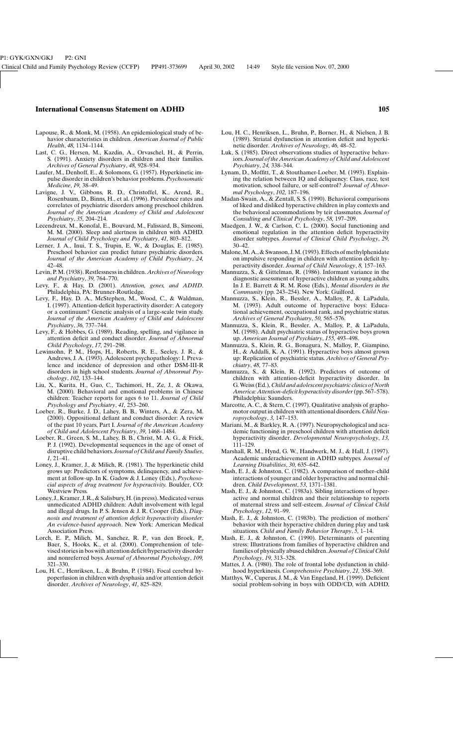Lapouse, R., & Monk, M. (1958). An epidemiological study of behavior characteristics in children. *American Journal of Public Health*, *48*, 1134–1144.

Last, C. G., Hersen, M., Kazdin, A., Orvaschel, H., & Perrin, S. (1991). Anxiety disorders in children and their families. *Archives of General Psychiatry*, *48*, 928–934.

Laufer, M., Denhoff, E., & Solomons, G. (1957). Hyperkinetic impulse disorder in children's behavior problems. *Psychosomatic Medicine*, *19*, 38–49.

Lavigne, J. V., Gibbons, R. D., Christoffel, K., Arend, R., Rosenbaum, D., Binns, H., et al. (1996). Prevalence rates and correlates of psychiatric disorders among preschool children. *Journal of the American Academy of Child and Adolescent Psychiatry*, *35*, 204–214.

Lecendreux, M., Konofal, E., Bouvard, M., Falissard, B., Simeoni, M. M. (2000). Sleep and alertness in children with ADHD. *Journal of Child Psychology and Psychiatry*, *41*, 803–812.

Lerner, J. A., Inui, T. S., Trupin, E. W., & Douglas, E. (1985). Preschool behavior can predict future psychiatric disorders. *Journal of the American Academy of Child Psychiatry*, *24*, 42–48.

Levin, P. M. (1938). Restlessness in children. *Archives of Neurology and Psychiatry*, *39*, 764–770.

Levy, F., & Hay, D. (2001). *Attention, genes, and ADHD*. Philadelphia, PA: Brunner-Routledge.

Levy, F., Hay, D. A., McStephen, M., Wood, C., & Waldman, I. (1997). Attention-deficit hyperactivity disorder: A category or a continuum? Genetic analysis of a large-scale twin study. *Journal of the American Academy of Child and Adolescent Psychiatry*, *36*, 737–744.

Levy, F., & Hobbes, G. (1989). Reading, spelling, and vigilance in attention deficit and conduct disorder. *Journal of Abnormal Child Psychology*, *17*, 291–298.

Lewinsohn, P. M., Hops, H., Roberts, R. E., Seeley, J. R., & Andrews, J. A. (1993). Adolescent psychopathology: I. Prevalence and incidence of depression and other DSM-III-R disorders in high school students. *Journal of Abnormal Psychology*, *102*, 133–144.

Liu, X., Kurita, H., Guo, C., Tachimori, H., Ze, J., & Okawa, M. (2000). Behavioral and emotional problems in Chinese children: Teacher reports for ages 6 to 11. *Journal of Child Psychology and Psychiatry*, *41*, 253–260.

Loeber, R., Burke, J. D., Lahey, B. B., Winters, A., & Zera, M. (2000). Oppositional defiant and conduct disorder: A review of the past 10 years, Part I. *Journal of the American Academy of Child and Adolescent Psychiatry*, *39*, 1468–1484.

Loeber, R., Green, S. M., Lahey, B. B., Christ, M. A. G., & Frick, P. J. (1992). Developmental sequences in the age of onset of disruptive child behaviors. *Journal of Child and Family Studies*, *1*, 21–41.

Loney, J., Kramer, J., & Milich, R. (1981). The hyperkinetic child grows up: Predictors of symptoms, delinquency, and achievement at follow-up. In K. Gadow & J. Loney (Eds.), *Psychosocial aspects of drug treatment for hyperactivity.* Boulder, CO: Westview Press.

Loney, J., Kramer, J. R., & Salisbury, H. (in press). Medicated versus unmedicated ADHD children: Adult involvement with legal and illegal drugs. In P. S. Jensen & J. R. Cooper (Eds.), *Diagnosis and treatment of attention deficit hyperactivity disorder: An evidence-based approach*. New York: American Medical Association Press.

Lorch, E. P., Milich, M., Sanchez, R. P., van den Broek, P., Baer, S., Hooks, K., et al. (2000). Comprehension of televised stories in bos with attention deficit/hyperactivity disorder and nonreferred boys. *Journal of Abnormal Psychology*, *109*, 321–330.

Lou, H. C., Henriksen, L., & Bruhn, P. (1984). Focal cerebral hypoperfusion in children with dysphasia and/or attention deficit disorder. *Archives of Neurology*, *41*, 825–829.

Lou, H. C., Henriksen, L., Bruhn, P., Borner, H., & Nielsen, J. B. (1989). Striatal dysfunction in attention deficit and hyperkinetic disorder. *Archives of Neurology*, *46*, 48–52.

Luk, S. (1985). Direct observations studies of hyperactive behaviors. *Journal of the American Academy of Child and Adolescent Psychiatry*, *24*, 338–344.

Lynam, D., Moffitt, T., & Stouthamer-Loeber, M. (1993). Explaining the relation between IQ and deliquency: Class, race, test motivation, school failure, or self-control? *Journal of Abnormal Psychology*, *102*, 187–196.

Madan-Swain, A., & Zentall, S. S. (1990). Behavioral comparisons of liked and disliked hyperactive children in play contexts and the behavioral accommodations by teir classmates. *Journal of Consulting and Clinical Psychology*, *58*, 197–209.

Maedgen, J. W., & Carlson, C. L. (2000). Social functioning and emotional regulation in the attention deficit hyperactivity disorder subtypes. *Journal of Clinical Child Psychology*, *29*, 30–42.

Malone, M. A., & Swanson, J. M. (1993). Effects of methylphenidate on impulsive responding in children with attention deficit hyperactivity disorder. *Journal of Child Neurology*, *8*, 157–163.

Mannuzza, S., & Gittelman, R. (1986). Informant variance in the diagnostic assessment of hyperactive children as young adults. In J. E. Barrett & R. M. Rose (Eds.), *Mental disorders in the Community* (pp. 243–254). New York: Guilford.

Mannuzza, S., Klein, R., Bessler, A., Malloy, P., & LaPadula, M. (1993). Adult outcome of hyperactive boys: Educational achievement, occupational rank, and psychiatric status. *Archives of General Psychiatry*, *50*, 565–576.

Mannuzza, S., Klein, R., Bessler, A., Malloy, P., & LaPadula, M. (1998). Adult psychiatric status of hyperactive boys grown up. *American Journal of Psychiatry*, *155*, 493–498.

Mannuzza, S., Klein, R. G., Bonagura, N., Malloy, P., Giampino, H., & Addalli, K. A. (1991). Hyperactive boys almost grown up: Replication of psychiatric status. *Archives of General Psychiatry*, *48*, 77–83.

Mannuzza, S., & Klein, R. (1992). Predictors of outcome of children with attention-deficit hyperactivity disorder. In G. Weiss (Ed.), *Child and adolescent psychiatric clinics of North America: Attention-deficit hyperactivity disorder* (pp. 567–578). Philadelphia: Saunders.

Marcotte, A. C., & Stern, C. (1997). Qualitative analysis of graphomotor output in children with attentional disorders. *Child Neuropsychology*, *3*, 147–153.

Mariani, M., & Barkley, R. A. (1997). Neuropsychological and academic functioning in preschool children with attention deficit hyperactivity disorder. *Developmental Neuropsychology*, *13*, 111–129.

Marshall, R. M., Hynd, G. W., Handwerk, M. J., & Hall, J. (1997). Academic underachievement in ADHD subtypes. *Journal of Learning Disabilities*, *30*, 635–642.

Mash, E. J., & Johnston, C. (1982). A comparison of mother–child interactions of younger and older hyperactive and normal children. *Child Development*, *53*, 1371–1381.

Mash, E. J., & Johnston, C. (1983a). Sibling interactions of hyperactive and normal children and their relationship to reports of maternal stress and self-esteem. *Journal of Clinical Child Psychology*, *12*, 91–99.

Mash, E. J., & Johnston, C. (1983b). The prediction of mothers' behavior with their hyperactive children during play and task situations. *Child and Family Behavior Therapy*, *5*, 1–14.

Mash, E. J., & Johnston, C. (1990). Determinants of parenting stress: Illustrations from families of hyperactive children and families of physically abused children. *Journal of Clinical Child Psychology*, *19*, 313–328.

Mattes, J. A. (1980). The role of frontal lobe dysfunction in childhood hyperkinesis. *Comprehensive Psychiatry*, *21*, 358–369.

Matthys, W., Cuperus, J. M., & Van Engeland, H. (1999). Deficient social problem-solving in boys with ODD/CD, with ADHD,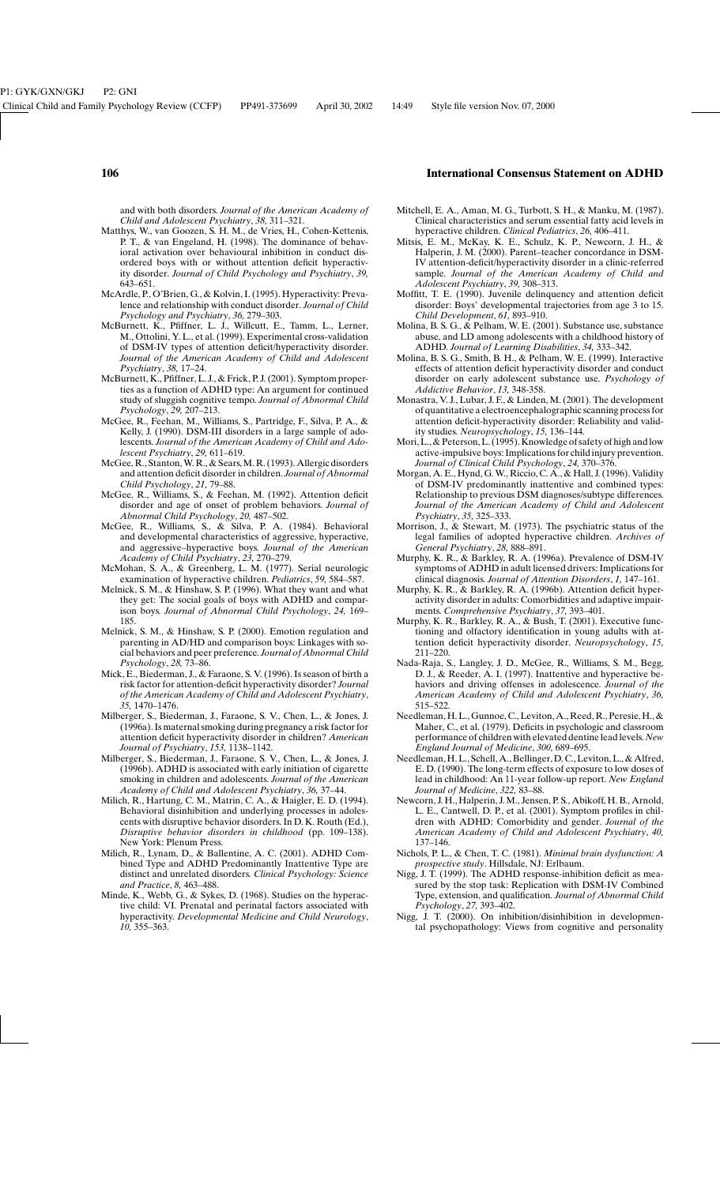and with both disorders. *Journal of the American Academy of Child and Adolescent Psychiatry*, *38,* 311–321.

Matthys, W., van Goozen, S. H. M., de Vries, H., Cohen-Kettenis, P. T., & van Engeland, H. (1998). The dominance of behavioral activation over behavioural inhibition in conduct disordered boys with or without attention deficit hyperactivity disorder. *Journal of Child Psychology and Psychiatry*, *39,* 643–651.

McArdle, P., O'Brien, G., & Kolvin, I. (1995). Hyperactivity: Prevalence and relationship with conduct disorder. *Journal of Child Psychology and Psychiatry*, *36,* 279–303.

McBurnett, K., Pfiffner, L. J., Willcutt, E., Tamm, L., Lerner, M., Ottolini, Y. L., et al. (1999). Experimental cross-validation of DSM-IV types of attention deficit/hyperactivity disorder. *Journal of the American Academy of Child and Adolescent Psychiatry*, *38,* 17–24.

McBurnett, K., Pfiffner, L. J., & Frick, P. J. (2001). Symptom properties as a function of ADHD type: An argument for continued study of sluggish cognitive tempo. *Journal of Abnormal Child Psychology*, *29,* 207–213.

McGee, R., Feehan, M., Williams, S., Partridge, F., Silva, P. A., & Kelly, J. (1990). DSM-III disorders in a large sample of adolescents. *Journal of the American Academy of Child and Adolescent Psychiatry*, *29,* 611–619.

McGee, R., Stanton, W. R., & Sears, M. R. (1993). Allergic disorders and attention deficit disorder in children. *Journal of Abnormal Child Psychology*, *21,* 79–88.

McGee, R., Williams, S., & Feehan, M. (1992). Attention deficit disorder and age of onset of problem behaviors. *Journal of Abnormal Child Psychology*, *20,* 487–502.

McGee, R., Williams, S., & Silva, P. A. (1984). Behavioral and developmental characteristics of aggressive, hyperactive, and aggressive–hyperactive boys. *Journal of the American Academy of Child Psychiatry*, *23,* 270–279.

McMohan, S. A., & Greenberg, L. M. (1977). Serial neurologic examination of hyperactive children. *Pediatrics*, *59,* 584–587.

Melnick, S. M., & Hinshaw, S. P. (1996). What they want and what they get: The social goals of boys with ADHD and comparison boys. *Journal of Abnormal Child Psychology*, *24,* 169–185.

Melnick, S. M., & Hinshaw, S. P. (2000). Emotion regulation and parenting in AD/HD and comparison boys: Linkages with social behaviors and peer preference. *Journal of Abnormal Child Psychology*, *28,* 73–86.

Mick, E., Biederman, J., & Faraone, S. V. (1996). Is season of birth a risk factor for attention-deficit hyperactivity disorder? *Journal of the American Academy of Child and Adolescent Psychiatry*, *35,* 1470–1476.

Milberger, S., Biederman, J., Faraone, S. V., Chen, L., & Jones, J. (1996a). Is maternal smoking during pregnancy a risk factor for attention deficit hyperactivity disorder in children? *American Journal of Psychiatry*, *153,* 1138–1142.

Milberger, S., Biederman, J., Faraone, S. V., Chen, L., & Jones, J. (1996b). ADHD is associated with early initiation of cigarette smoking in children and adolescents. *Journal of the American Academy of Child and Adolescent Psychiatry*, *36,* 37–44.

Milich, R., Hartung, C. M., Matrin, C. A., & Haigler, E. D. (1994). Behavioral disinhibition and underlying processes in adolescents with disruptive behavior disorders. In D. K. Routh (Ed.), *Disruptive behavior disorders in childhood* (pp. 109–138). New York: Plenum Press.

Milich, R., Lynam, D., & Ballentine, A. C. (2001). ADHD Combined Type and ADHD Predominantly Inattentive Type are distinct and unrelated disorders. *Clinical Psychology: Science and Practice*, *8,* 463–488.

Minde, K., Webb, G., & Sykes, D. (1968). Studies on the hyperactive child: VI. Prenatal and perinatal factors associated with hyperactivity. *Developmental Medicine and Child Neurology*, *10,* 355–363.

Mitchell, E. A., Aman, M. G., Turbott, S. H., & Manku, M. (1987). Clinical characteristics and serum essential fatty acid levels in hyperactive children. *Clinical Pediatrics*, *26,* 406–411.

Mitsis, E. M., McKay, K. E., Schulz, K. P., Newcorn, J. H., & Halperin, J. M. (2000). Parent–teacher concordance in DSM-IV attention-deficit/hyperactivity disorder in a clinic-referred sample. *Journal of the American Academy of Child and Adolescent Psychiatry*, *39,* 308–313.

Moffitt, T. E. (1990). Juvenile delinquency and attention deficit disorder: Boys' developmental trajectories from age 3 to 15. *Child Development*, *61,* 893–910.

Molina, B. S. G., & Pelham, W. E. (2001). Substance use, substance abuse, and LD among adolescents with a childhood history of ADHD. *Journal of Learning Disabilities*, *34,* 333–342.

Molina, B. S. G., Smith, B. H., & Pelham, W. E. (1999). Interactive effects of attention deficit hyperactivity disorder and conduct disorder on early adolescent substance use. *Psychology of Addictive Behavior*, *13,* 348-358.

Monastra, V. J., Lubar, J. F., & Linden, M. (2001). The development of quantitative a electroencephalographic scanning process for attention deficit-hyperactivity disorder: Reliability and validity studies. *Neuropsychology*, *15,* 136–144.

Mori, L., & Peterson, L. (1995). Knowledge of safety of high and low active-impulsive boys: Implications for child injury prevention. *Journal of Clinical Child Psychology*, *24,* 370–376.

Morgan, A. E., Hynd, G. W., Riccio, C. A., & Hall, J. (1996). Validity of DSM-IV predominantly inattentive and combined types: Relationship to previous DSM diagnoses/subtype differences. *Journal of the American Academy of Child and Adolescent Psychiatry*, *35,* 325–333.

Morrison, J., & Stewart, M. (1973). The psychiatric status of the legal families of adopted hyperactive children. *Archives of General Psychiatry*, *28,* 888–891.

Murphy, K. R., & Barkley, R. A. (1996a). Prevalence of DSM-IV symptoms of ADHD in adult licensed drivers: Implications for clinical diagnosis. *Journal of Attention Disorders*, *1,* 147–161.

Murphy, K. R., & Barkley, R. A. (1996b). Attention deficit hyperactivity disorder in adults: Comorbidities and adaptive impairments. *Comprehensive Psychiatry*, *37,* 393–401.

Murphy, K. R., Barkley, R. A., & Bush, T. (2001). Executive functioning and olfactory identification in young adults with attention deficit hyperactivity disorder. *Neuropsychology*, *15,* 211–220.

Nada-Raja, S., Langley, J. D., McGee, R., Williams, S. M., Begg, D. J., & Reeder, A. I. (1997). Inattentive and hyperactive behaviors and driving offenses in adolescence. *Journal of the American Academy of Child and Adolescent Psychiatry*, *36,* 515–522.

Needleman, H. L., Gunnoe, C., Leviton, A., Reed, R., Peresie, H., & Maher, C., et al. (1979). Deficits in psychologic and classroom performance of children with elevated dentine lead levels. *New England Journal of Medicine*, *300,* 689–695.

Needleman, H. L., Schell, A., Bellinger, D. C., Leviton, L., & Alfred, E. D. (1990). The long-term effects of exposure to low doses of lead in childhood: An 11-year follow-up report. *New England Journal of Medicine*, *322,* 83–88.

Newcorn, J. H., Halperin, J. M., Jensen, P. S., Abikoff, H. B., Arnold, L. E., Cantwell, D. P., et al. (2001). Symptom profiles in children with ADHD: Comorbidity and gender. *Journal of the American Academy of Child and Adolescent Psychiatry*, *40,* 137–146.

Nichols, P. L., & Chen, T. C. (1981). *Minimal brain dysfunction: A prospective study*. Hillsdale, NJ: Erlbaum.

Nigg, J. T. (1999). The ADHD response-inhibition deficit as measured by the stop task: Replication with DSM-IV Combined Type, extension, and qualification. *Journal of Abnormal Child Psychology*, *27,* 393–402.

Nigg, J. T. (2000). On inhibition/disinhibition in developmental psychopathology: Views from cognitive and personality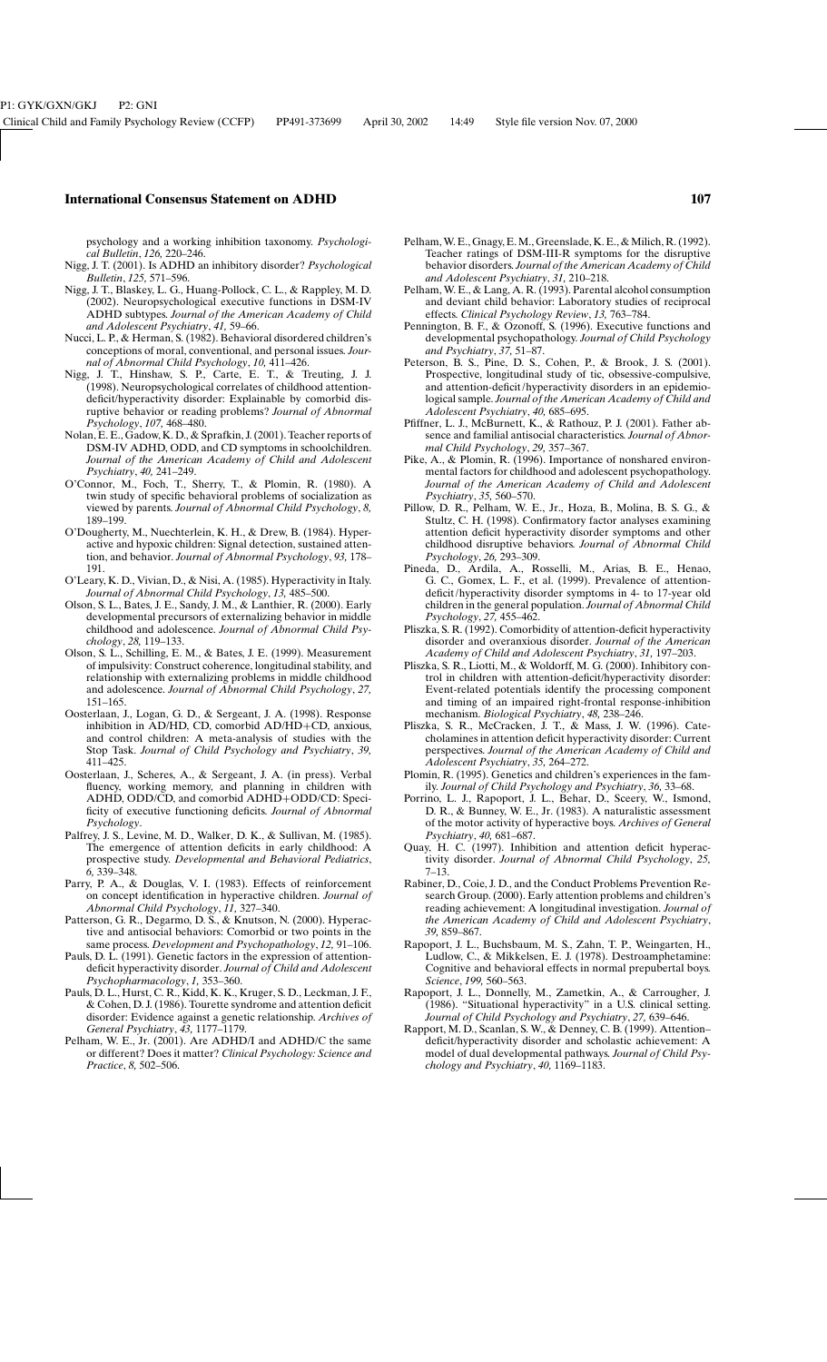psychology and a working inhibition taxonomy. *Psychological Bulletin*, *126,* 220–246.

Nigg, J. T. (2001). Is ADHD an inhibitory disorder? *Psychological Bulletin*, *125,* 571–596.

Nigg, J. T., Blaskey, L. G., Huang-Pollock, C. L., & Rappley, M. D. (2002). Neuropsychological executive functions in DSM-IV ADHD subtypes. *Journal of the American Academy of Child and Adolescent Psychiatry*, *41,* 59–66.

Nucci, L. P., & Herman, S. (1982). Behavioral disordered children's conceptions of moral, conventional, and personal issues. *Journal of Abnormal Child Psychology*, *10,* 411–426.

Nigg, J. T., Hinshaw, S. P., Carte, E. T., & Treuting, J. J. (1998). Neuropsychological correlates of childhood attention-deficit/hyperactivity disorder: Explainable by comorbid disruptive behavior or reading problems? *Journal of Abnormal Psychology*, *107,* 468–480.

Nolan, E. E., Gadow, K. D., & Sprafkin, J. (2001). Teacher reports of DSM-IV ADHD, ODD, and CD symptoms in schoolchildren. *Journal of the American Academy of Child and Adolescent Psychiatry*, *40,* 241–249.

O'Connor, M., Foch, T., Sherry, T., & Plomin, R. (1980). A twin study of specific behavioral problems of socialization as viewed by parents. *Journal of Abnormal Child Psychology*, *8,* 189–199.

O'Dougherty, M., Nuechterlein, K. H., & Drew, B. (1984). Hyperactive and hypoxic children: Signal detection, sustained attention, and behavior. *Journal of Abnormal Psychology*, *93,* 178–191.

O'Leary, K. D., Vivian, D., & Nisi, A. (1985). Hyperactivity in Italy. *Journal of Abnormal Child Psychology*, *13,* 485–500.

Olson, S. L., Bates, J. E., Sandy, J. M., & Lanthier, R. (2000). Early developmental precursors of externalizing behavior in middle childhood and adolescence. *Journal of Abnormal Child Psychology*, *28,* 119–133.

Olson, S. L., Schilling, E. M., & Bates, J. E. (1999). Measurement of impulsivity: Construct coherence, longitudinal stability, and relationship with externalizing problems in middle childhood and adolescence. *Journal of Abnormal Child Psychology*, *27,* 151–165.

Oosterlaan, J., Logan, G. D., & Sergeant, J. A. (1998). Response inhibition in AD/HD, CD, comorbid AD/HD+CD, anxious, and control children: A meta-analysis of studies with the Stop Task. *Journal of Child Psychology and Psychiatry*, *39,* 411–425.

Oosterlaan, J., Scheres, A., & Sergeant, J. A. (in press). Verbal fluency, working memory, and planning in children with ADHD, ODD/CD, and comorbid ADHD+ODD/CD: Specificity of executive functioning deficits. *Journal of Abnormal Psychology*.

Palfrey, J. S., Levine, M. D., Walker, D. K., & Sullivan, M. (1985). The emergence of attention deficits in early childhood: A prospective study. *Developmental and Behavioral Pediatrics*, *6,* 339–348.

Parry, P. A., & Douglas, V. I. (1983). Effects of reinforcement on concept identification in hyperactive children. *Journal of Abnormal Child Psychology*, *11,* 327–340.

Patterson, G. R., Degarmo, D. S., & Knutson, N. (2000). Hyperactive and antisocial behaviors: Comorbid or two points in the same process. *Development and Psychopathology*, *12,* 91–106.

Pauls, D. L. (1991). Genetic factors in the expression of attention-deficit hyperactivity disorder. *Journal of Child and Adolescent Psychopharmacology*, *1,* 353–360.

Pauls, D. L., Hurst, C. R., Kidd, K. K., Kruger, S. D., Leckman, J. F., & Cohen, D. J. (1986). Tourette syndrome and attention deficit disorder: Evidence against a genetic relationship. *Archives of General Psychiatry*, *43,* 1177–1179.

Pelham, W. E., Jr. (2001). Are ADHD/I and ADHD/C the same or different? Does it matter? *Clinical Psychology: Science and Practice*, *8,* 502–506.

Pelham, W. E., Gnagy, E. M., Greenslade, K. E., & Milich, R. (1992). Teacher ratings of DSM-III-R symptoms for the disruptive behavior disorders. *Journal of the American Academy of Child and Adolescent Psychiatry*, *31,* 210–218.

Pelham, W. E., & Lang, A. R. (1993). Parental alcohol consumption and deviant child behavior: Laboratory studies of reciprocal effects. *Clinical Psychology Review*, *13,* 763–784.

Pennington, B. F., & Ozonoff, S. (1996). Executive functions and developmental psychopathology. *Journal of Child Psychology and Psychiatry*, *37,* 51–87.

Peterson, B. S., Pine, D. S., Cohen, P., & Brook, J. S. (2001). Prospective, longitudinal study of tic, obsessive-compulsive, and attention-deficit/hyperactivity disorders in an epidemiological sample. *Journal of the American Academy of Child and Adolescent Psychiatry*, *40,* 685–695.

Pfiffner, L. J., McBurnett, K., & Rathouz, P. J. (2001). Father absence and familial antisocial characteristics. *Journal of Abnormal Child Psychology*, *29,* 357–367.

Pike, A., & Plomin, R. (1996). Importance of nonshared environmental factors for childhood and adolescent psychopathology. *Journal of the American Academy of Child and Adolescent Psychiatry*, *35,* 560–570.

Pillow, D. R., Pelham, W. E., Jr., Hoza, B., Molina, B. S. G., & Stultz, C. H. (1998). Confirmatory factor analyses examining attention deficit hyperactivity disorder symptoms and other childhood disruptive behaviors. *Journal of Abnormal Child Psychology*, *26,* 293–309.

Pineda, D., Ardila, A., Rosselli, M., Arias, B. E., Henao, G. C., Gomez, L. F., et al. (1999). Prevalence of attention-deficit/hyperactivity disorder symptoms in 4- to 17-year old children in the general population. *Journal of Abnormal Child Psychology*, *27,* 455–462.

Pliszka, S. R. (1992). Comorbidity of attention-deficit hyperactivity disorder and overanxious disorder. *Journal of the American Academy of Child and Adolescent Psychiatry*, *31,* 197–203.

Pliszka, S. R., Liotti, M., & Woldorff, M. G. (2000). Inhibitory control in children with attention-deficit/hyperactivity disorder: Event-related potentials identify the processing component and timing of an impaired right-frontal response-inhibition mechanism. *Biological Psychiatry*, *48,* 238–246.

Pliszka, S. R., McCracken, J. T., & Mass, J. W. (1996). Catecholamines in attention deficit hyperactivity disorder: Current perspectives. *Journal of the American Academy of Child and Adolescent Psychiatry*, *35,* 264–272.

Plomin, R. (1995). Genetics and children's experiences in the family. *Journal of Child Psychology and Psychiatry*, *36,* 33–68.

Porrino, L. J., Rapoport, J. L., Behar, D., Sceery, W., Ismond, D. R., & Bunney, W. E., Jr. (1983). A naturalistic assessment of the motor activity of hyperactive boys. *Archives of General Psychiatry*, *40,* 681–687.

Quay, H. C. (1997). Inhibition and attention deficit hyperactivity disorder. *Journal of Abnormal Child Psychology*, *25,* 7–13.

Rabiner, D., Coie, J. D., and the Conduct Problems Prevention Research Group. (2000). Early attention problems and children's reading achievement: A longitudinal investigation. *Journal of the American Academy of Child and Adolescent Psychiatry*, *39,* 859–867.

Rapoport, J. L., Buchsbaum, M. S., Zahn, T. P., Weingarten, H., Ludlow, C., & Mikkelsen, E. J. (1978). Destroamphetamine: Cognitive and behavioral effects in normal prepubertal boys. *Science*, *199,* 560–563.

Rapoport, J. L., Donnelly, M., Zametkin, A., & Carrougher, J. (1986). "Situational hyperactivity" in a U.S. clinical setting. *Journal of Child Psychology and Psychiatry*, *27,* 639–646.

Rapport, M. D., Scanlan, S. W., & Denney, C. B. (1999). Attention–deficit/hyperactivity disorder and scholastic achievement: A model of dual developmental pathways. *Journal of Child Psychology and Psychiatry*, *40,* 1169–1183.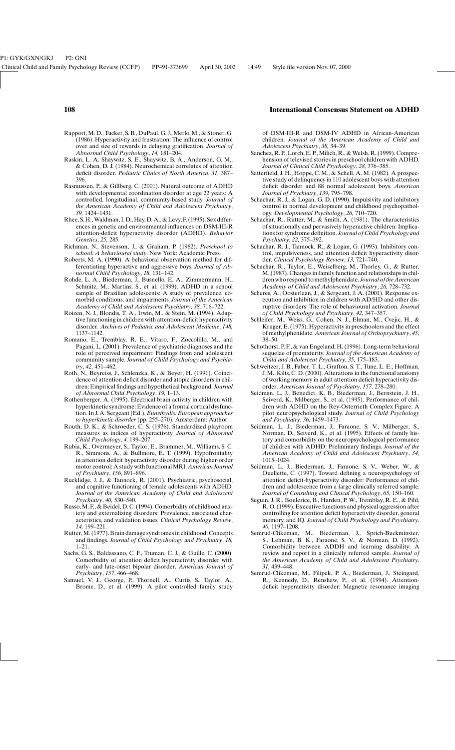Rapport, M. D., Tucker, S. B., DuPaul, G. J., Merlo, M., & Stoner, G. (1986). Hyperactivity and frustration: The influence of control over and size of rewards in delaying gratification. *Journal of Abnormal Child Psychology*, *14*, 181–204.

Raskin, L. A. Shaywitz, S. E., Shaywitz, B. A., Anderson, G. M., & Cohen, D. J. (1984). Neurochemical correlates of attention deficit disorder. *Pediatric Clinics of North America*, *31*, 387–396.

Rasmussen, P., & Gillberg, C. (2001). Natural outcome of ADHD with developmental coordination disorder at age 22 years: A controlled, longitudinal, community-based study. *Journal of the American Academy of Child and Adolescent Psychiatry*, *39*, 1424–1431.

Rhee, S. H., Waldman, I. D., Hay, D. A., & Levy, F. (1995). Sex differences in genetic and environmental influences on DSM-III-R attention-deficit hyperactivity disorder (ADHD). *Behavior Genetics*, *25*, 285.

Richman, N., Stevenson, J., & Graham, P. (1982). *Preschool to school: A behavioural study*. New York: Academic Press.

Roberts, M. A. (1990). A behavioral observation method for differentiating hyperactive and aggressive boys. *Journal of Abnormal Child Psychology*, *18*, 131–142.

Rohde, L. A., Biederman, J., Busnello, E. A., Zimmermann, H., Schmitz, M., Martins, S., et al. (1999). ADHD in a school sample of Brazilian adolescents: A study of prevalence, comorbid conditions, and impairments. *Journal of the American Academy of Child and Adolescent Psychiatry*, *38*, 716–722.

Roizen, N. J., Blondis, T. A., Irwin, M., & Stein, M. (1994). Adaptive functioning in children with attention-deficit hyperactivity disorder. *Archives of Pediatric and Adolescent Medicine*, *148*, 1137–1142.

Romano, E., Tremblay, R. E., Vitaro, F., Zoccolillo, M., and Pagani, L. (2001). Prevalence of psychiatric diagnoses and the role of perceived impairment: Findings from and adolescent community sample. *Journal of Child Psychology and Psychiatry*, *42*, 451–462.

Roth, N., Beyreiss, J., Schlenzka, K., & Beyer, H. (1991). Coincidence of attention deficit disorder and atopic disorders in children: Empirical findings and hypothetical background. *Journal of Abnormal Child Psychology*, *19*, 1–13.

Rothenberger, A. (1995). Electrical brain activity in children with hyperkinetic syndrome: Evidence of a frontal cortical dysfunction. In J. A. Sergeant (Ed.), *Eunethydis: European approaches to hyperkinetic disorder* (pp. 255–270). Amsterdam: Author.

Routh, D. K., & Schroeder, C. S. (1976). Standardized playroom measures as indices of hyperactivity. *Journal of Abnormal Child Psychology*, *4*, 199–207.

Rubia, K., Overmeyer, S., Taylor, E., Brammer, M., Williams, S. C. R., Simmons, A., & Bullmore, E. T. (1999). Hypofrontality in attention deficit hyperactivity disorder during higher-order motor control: A study with functional MRI. *American Journal of Psychiatry*, *156*, 891–896.

Rucklidge, J. J., & Tannock, R. (2001). Psychiatric, psychosocial, and cognitive functioning of female adolescents with ADHD. *Journal of the American Academy of Child and Adolescent Psychiatry*, *40*, 530–540.

Russo, M. F., & Beidel, D. C. (1994). Comorbidity of childhood anxiety and externalizing disorders: Prevalence, associated characteristics, and validation issues. *Clinical Psychology Review*, *14*, 199–221.

Rutter, M. (1977). Brain damage syndromes in childhood: Concepts and findings. *Journal of Child Psychology and Psychiatry*, *18*, 1–21.

Sachs, G. S., Baldassano, C. F., Truman, C. J., & Guille, C. (2000). Comorbidity of attention deficit hyperactivity disorder with early- and late-onset bipolar disorder. *American Journal of Psychiatry*, *157*, 466–468.

Samuel, V. J., George, P., Thornell, A., Curtis, S., Taylor, A., Brome, D., et al. (1999). A pilot controlled family study of DSM-III-R and DSM-IV ADHD in African-American children. *Journal of the American Academy of Child and Adolescent Psychiatry*, *38*, 34–39.

Sanchez, R. P., Lorch, E. P., Milich, R., & Welsh, R. (1999). Comprehension of televised stories in preschool children with ADHD. *Journal of Clinical Child Psychology*, *28*, 376–385.

Satterfield, J. H., Hoppe, C. M., & Schell, A. M. (1982). A prospective study of delinquency in 110 adolescent boys with attention deficit disorder and 88 normal adolescent boys. *American Journal of Psychiatry*, *139*, 795–798.

Schachar, R. J., & Logan, G. D. (1990). Impulsivity and inhibitory control in normal development and childhood psychopathology. *Developmental Psychology*, *26*, 710–720.

Schachar, R., Rutter, M., & Smith, A. (1981). The characteristics of situationally and pervasively hyperactive children: Implications for syndrome definition. *Journal of Child Psychology and Psychiatry*, *22*, 375–392.

Schachar, R. J., Tannock, R., & Logan, G. (1993). Inhibitory control, impulsiveness, and attention deficit hyperactivity disorder. *Clinical Psychology Review*, *13*, 721–740.

Schachar, R., Taylor, E., Weiselberg, M., Thorley, G., & Rutter, M. (1987). Changes in family function and relationships in children who respond to methylphenidate. *Journal of the American Academy of Child and Adolescent Psychiatry*, *26*, 728–732.

Scheres, A., Oosterlaan, J., & Sergeant, J. A. (2001). Response execution and inhibition in children with AD/HD and other disruptive disorders: The role of behavioural activation. *Journal of Child Psychology and Psychiatry*, *42*, 347–357.

Schleifer, M., Weiss, G., Cohen, N. J., Elman, M., Cvejic, H., & Kruger, E. (1975). Hyperactivity in preschoolers and the effect of methylphenidate. *American Journal of Orthopsychiatry*, *45*, 38–50.

Schothorst, P. F., & van Engeland, H. (1996). Long-term behavioral sequelae of prematurity. *Journal of the American Academy of Child and Adolescent Psychiatry*, *35*, 175–183.

Schweitzer, J. B., Faber, T. L., Grafton, S. T., Tune, L. E., Hoffman, J. M., Kilts, C. D. (2000). Alterations in the functional anatomy of working memory in adult attention deficit hyperactivity disorder. *American Journal of Psychiatry*, *157*, 278–280.

Seidman, L. J., Benedict, K. B., Biederman, J., Bernstein, J. H., Seiverd, K., Milberger, S., et al. (1995). Performance of children with ADHD on the Rey-Osterrieth Complex Figure: A pilot neuropsychological study. *Journal of Child Psychology and Psychiatry*, *36*, 1459–1473.

Seidman, L. J., Biederman, J., Faraone, S. V., Milberger, S., Norman, D., Seiverd, K., et al. (1995). Effects of family history and comorbidity on the neuropsychological performance of children with ADHD: Preliminary findings. *Journal of the American Academy of Child and Adolescent Psychiatry*, *34*, 1015–1024.

Seidman, L. J., Biederman, J., Faraone, S. V., Weber, W., & Ouellette, C. (1997). Toward defining a neuropsychology of attention deficit-hyperactivity disorder: Performance of children and adolescence from a large clinically referred sample. *Journal of Consulting and Clinical Psychology*, *65*, 150–160.

Seguin, J. R., Boulerice, B., Harden, P. W., Tremblay, R. E., & Pihl, R. O. (1999). Executive functions and physical aggression after controlling for attention deficit hyperactivity disorder, general memory, and IQ. *Journal of Child Psychology and Psychiatry*, *40*, 1197–1208.

Semrud-Clikeman, M., Biederman, J., Sprich-Buckminster, S., Lehman, B. K., Faraone, S. V., & Norman, D. (1992). Comorbidity between ADDH and learning disability: A review and report in a clinically referred sample. *Journal of the American Academy of Child and Adolescent Psychiatry*, *31*, 439–448.

Semrud-Clikeman, M., Filipek, P. A., Biederman, J., Steingard, R., Kennedy, D., Renshaw, P., et al. (1994). Attention-deficit hyperactivity disorder: Magnetic resonance imaging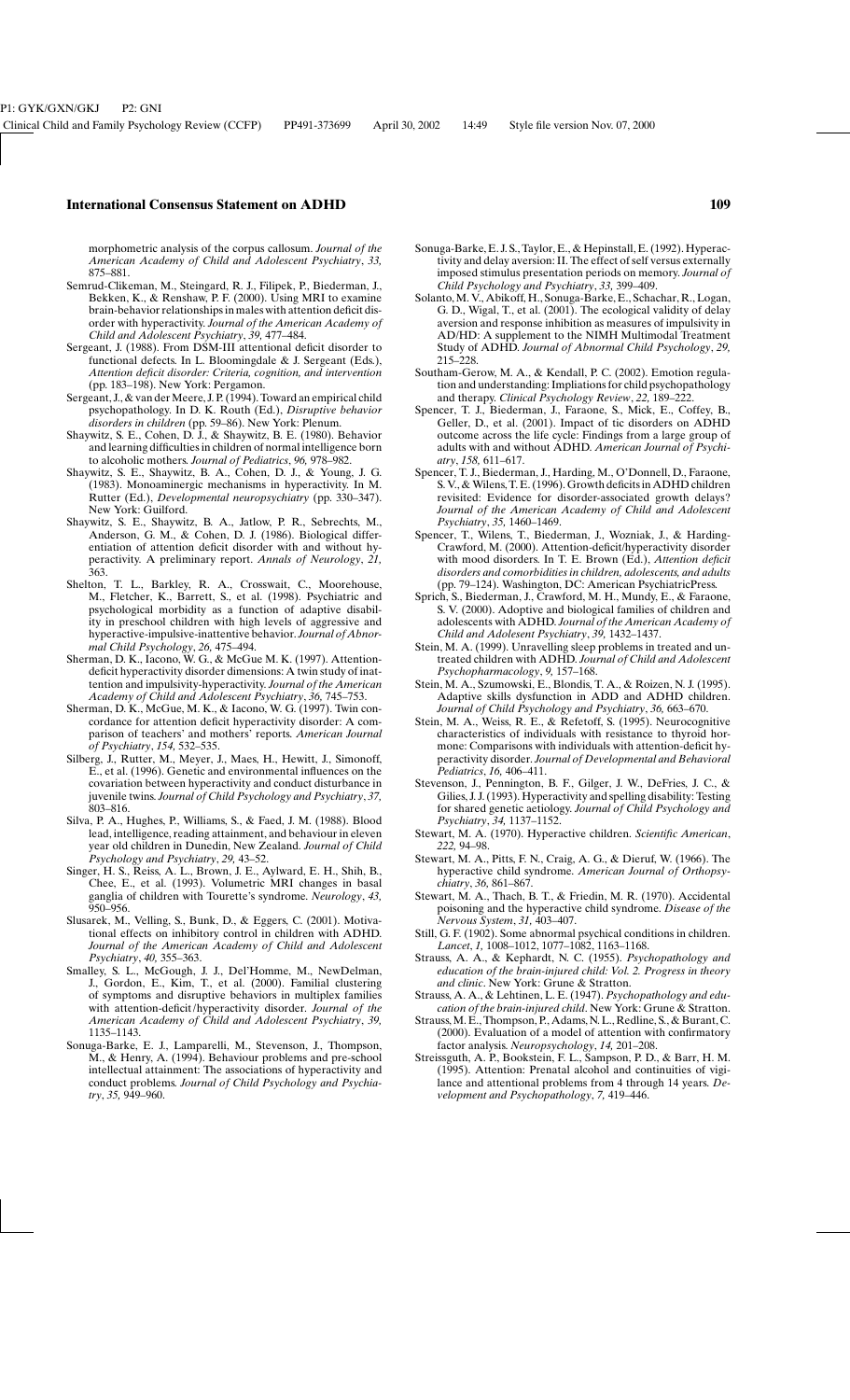morphometric analysis of the corpus callosum. *Journal of the American Academy of Child and Adolescent Psychiatry*, *33,* 875–881.

Semrud-Clikeman, M., Steingard, R. J., Filipek, P., Biederman, J., Bekken, K., & Renshaw, P. F. (2000). Using MRI to examine brain-behavior relationships in males with attention deficit disorder with hyperactivity. *Journal of the American Academy of Child and Adolescent Psychiatry*, *39,* 477–484.

Sergeant, J. (1988). From DSM-III attentional deficit disorder to functional defects. In L. Bloomingdale & J. Sergeant (Eds.), *Attention deficit disorder: Criteria, cognition, and intervention* (pp. 183–198). New York: Pergamon.

Sergeant, J., & van der Meere, J. P. (1994). Toward an empirical child psychopathology. In D. K. Routh (Ed.), *Disruptive behavior disorders in children* (pp. 59–86). New York: Plenum.

Shaywitz, S. E., Cohen, D. J., & Shaywitz, B. E. (1980). Behavior and learning difficulties in children of normal intelligence born to alcoholic mothers. *Journal of Pediatrics*, *96,* 978–982.

Shaywitz, S. E., Shaywitz, B. A., Cohen, D. J., & Young, J. G. (1983). Monoaminergic mechanisms in hyperactivity. In M. Rutter (Ed.), *Developmental neuropsychiatry* (pp. 330–347). New York: Guilford.

Shaywitz, S. E., Shaywitz, B. A., Jatlow, P. R., Sebrechts, M., Anderson, G. M., & Cohen, D. J. (1986). Biological differentiation of attention deficit disorder with and without hyperactivity. A preliminary report. *Annals of Neurology*, *21,* 363.

Shelton, T. L., Barkley, R. A., Crosswait, C., Moorehouse, M., Fletcher, K., Barrett, S., et al. (1998). Psychiatric and psychological morbidity as a function of adaptive disability in preschool children with high levels of aggressive and hyperactive-impulsive-inattentive behavior. *Journal of Abnormal Child Psychology*, *26,* 475–494.

Sherman, D. K., Iacono, W. G., & McGue M. K. (1997). Attention-deficit hyperactivity disorder dimensions: A twin study of inattention and impulsivity-hyperactivity. *Journal of the American Academy of Child and Adolescent Psychiatry*, *36,* 745–753.

Sherman, D. K., McGue, M. K., & Iacono, W. G. (1997). Twin concordance for attention deficit hyperactivity disorder: A comparison of teachers' and mothers' reports. *American Journal of Psychiatry*, *154,* 532–535.

Silberg, J., Rutter, M., Meyer, J., Maes, H., Hewitt, J., Simonoff, E., et al. (1996). Genetic and environmental influences on the covariation between hyperactivity and conduct disturbance in juvenile twins. *Journal of Child Psychology and Psychiatry*, *37,* 803–816.

Silva, P. A., Hughes, P., Williams, S., & Faed, J. M. (1988). Blood lead, intelligence, reading attainment, and behaviour in eleven year old children in Dunedin, New Zealand. *Journal of Child Psychology and Psychiatry*, *29,* 43–52.

Singer, H. S., Reiss, A. L., Brown, J. E., Aylward, E. H., Shih, B., Chee, E., et al. (1993). Volumetric MRI changes in basal ganglia of children with Tourette's syndrome. *Neurology*, *43,* 950–956.

Slusarek, M., Velling, S., Bunk, D., & Eggers, C. (2001). Motivational effects on inhibitory control in children with ADHD. *Journal of the American Academy of Child and Adolescent Psychiatry*, *40,* 355–363.

Smalley, S. L., McGough, J. J., Del'Homme, M., NewDelman, J., Gordon, E., Kim, T., et al. (2000). Familial clustering of symptoms and disruptive behaviors in multiplex families with attention-deficit/hyperactivity disorder. *Journal of the American Academy of Child and Adolescent Psychiatry*, *39,* 1135–1143.

Sonuga-Barke, E. J., Lamparelli, M., Stevenson, J., Thompson, M., & Henry, A. (1994). Behaviour problems and pre-school intellectual attainment: The associations of hyperactivity and conduct problems. *Journal of Child Psychology and Psychiatry*, *35,* 949–960.

Sonuga-Barke, E. J. S., Taylor, E., & Hepinstall, E. (1992). Hyperactivity and delay aversion: II. The effect of self versus externally imposed stimulus presentation periods on memory. *Journal of Child Psychology and Psychiatry*, *33,* 399–409.

Solanto, M. V., Abikoff, H., Sonuga-Barke, E., Schachar, R., Logan, G. D., Wigal, T., et al. (2001). The ecological validity of delay aversion and response inhibition as measures of impulsivity in AD/HD: A supplement to the NIMH Multimodal Treatment Study of ADHD. *Journal of Abnormal Child Psychology*, *29,* 215–228.

Southam-Gerow, M. A., & Kendall, P. C. (2002). Emotion regulation and understanding: Impliations for child psychopathology and therapy. *Clinical Psychology Review*, *22,* 189–222.

Spencer, T. J., Biederman, J., Faraone, S., Mick, E., Coffey, B., Geller, D., et al. (2001). Impact of tic disorders on ADHD outcome across the life cycle: Findings from a large group of adults with and without ADHD. *American Journal of Psychiatry*, *158,* 611–617.

Spencer, T. J., Biederman, J., Harding, M., O'Donnell, D., Faraone, S. V., & Wilens, T. E. (1996). Growth deficits in ADHD children revisited: Evidence for disorder-associated growth delays? *Journal of the American Academy of Child and Adolescent Psychiatry*, *35,* 1460–1469.

Spencer, T., Wilens, T., Biederman, J., Wozniak, J., & Harding-Crawford, M. (2000). Attention-deficit/hyperactivity disorder with mood disorders. In T. E. Brown (Ed.), *Attention deficit disorders and comorbidities in children, adolescents, and adults* (pp. 79–124). Washington, DC: American PsychiatricPress.

Sprich, S., Biederman, J., Crawford, M. H., Mundy, E., & Faraone, S. V. (2000). Adoptive and biological families of children and adolescents with ADHD. *Journal of the American Academy of Child and Adolesent Psychiatry*, *39,* 1432–1437.

Stein, M. A. (1999). Unravelling sleep problems in treated and untreated children with ADHD. *Journal of Child and Adolescent Psychopharmacology*, *9,* 157–168.

Stein, M. A., Szumowski, E., Blondis, T. A., & Roizen, N. J. (1995). Adaptive skills dysfunction in ADD and ADHD children. *Journal of Child Psychology and Psychiatry*, *36,* 663–670.

Stein, M. A., Weiss, R. E., & Refetoff, S. (1995). Neurocognitive characteristics of individuals with resistance to thyroid hormone: Comparisons with individuals with attention-deficit hyperactivity disorder. *Journal of Developmental and Behavioral Pediatrics*, *16,* 406–411.

Stevenson, J., Pennington, B. F., Gilger, J. W., DeFries, J. C., & Gilies, J. J. (1993). Hyperactivity and spelling disability: Testing for shared genetic aetiology. *Journal of Child Psychology and Psychiatry*, *34,* 1137–1152.

Stewart, M. A. (1970). Hyperactive children. *Scientific American*, *222,* 94–98.

Stewart, M. A., Pitts, F. N., Craig, A. G., & Dieruf, W. (1966). The hyperactive child syndrome. *American Journal of Orthopsychiatry*, *36,* 861–867.

Stewart, M. A., Thach, B. T., & Friedin, M. R. (1970). Accidental poisoning and the hyperactive child syndrome. *Disease of the Nervous System*, *31,* 403–407.

Still, G. F. (1902). Some abnormal psychical conditions in children. *Lancet*, *1,* 1008–1012, 1077–1082, 1163–1168.

Strauss, A. A., & Kephardt, N. C. (1955). *Psychopathology and education of the brain-injured child: Vol. 2. Progress in theory and clinic*. New York: Grune & Stratton.

Strauss, A. A., & Lehtinen, L. E. (1947). *Psychopathology and education of the brain-injured child*. New York: Grune & Stratton.

Strauss, M. E., Thompson, P., Adams, N. L., Redline, S., & Burant, C. (2000). Evaluation of a model of attention with confirmatory factor analysis. *Neuropsychology*, *14,* 201–208.

Streissguth, A. P., Bookstein, F. L., Sampson, P. D., & Barr, H. M. (1995). Attention: Prenatal alcohol and continuities of vigilance and attentional problems from 4 through 14 years. *Development and Psychopathology*, *7,* 419–446.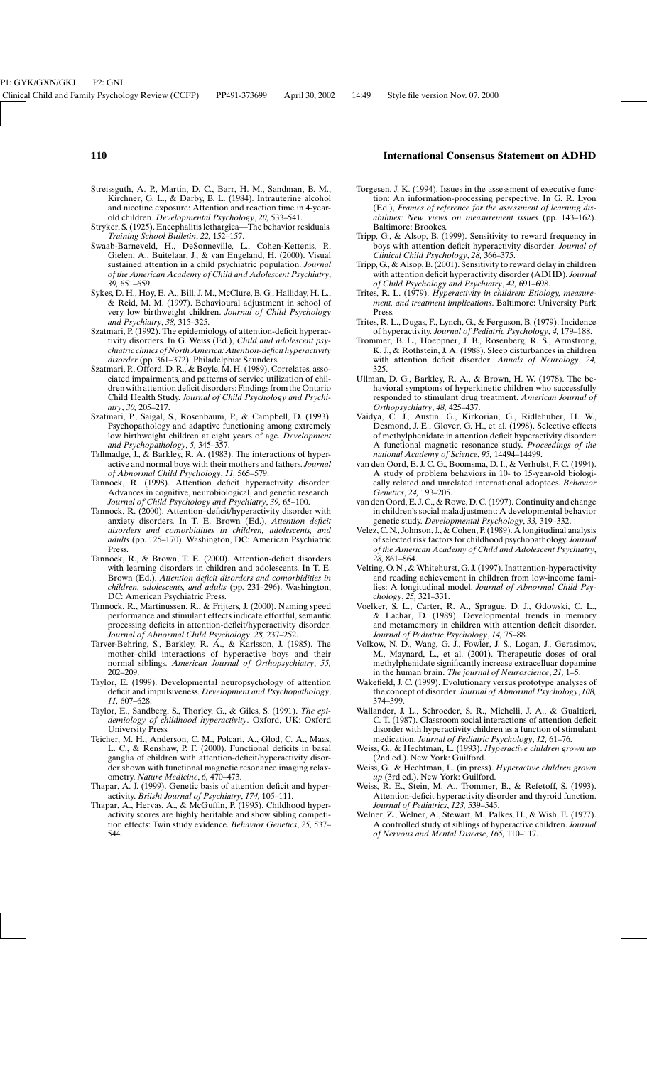Streissguth, A. P., Martin, D. C., Barr, H. M., Sandman, B. M., Kirchner, G. L., & Darby, B. L. (1984). Intrauterine alcohol and nicotine exposure: Attention and reaction time in 4-year-old children. *Developmental Psychology*, *20*, 533–541.

Stryker, S. (1925). Encephalitis lethargica—The behavior residuals. *Training School Bulletin*, *22*, 152–157.

Swaab-Barneveld, H., DeSonneville, L., Cohen-Kettenis, P., Gielen, A., Buitelaar, J., & van Engeland, H. (2000). Visual sustained attention in a child psychiatric population. *Journal of the American Academy of Child and Adolescent Psychiatry*, *39*, 651–659.

Sykes, D. H., Hoy, E. A., Bill, J. M., McClure, B. G., Halliday, H. L., & Reid, M. M. (1997). Behavioural adjustment in school of very low birthweight children. *Journal of Child Psychology and Psychiatry*, *38*, 315–325.

Szatmari, P. (1992). The epidemiology of attention-deficit hyperactivity disorders. In G. Weiss (Ed.), *Child and adolescent psychiatric clinics of North America: Attention-deficit hyperactivity disorder* (pp. 361–372). Philadelphia: Saunders.

Szatmari, P., Offord, D. R., & Boyle, M. H. (1989). Correlates, associated impairments, and patterns of service utilization of children with attention deficit disorders: Findings from the Ontario Child Health Study. *Journal of Child Psychology and Psychiatry*, *30*, 205–217.

Szatmari, P., Saigal, S., Rosenbaum, P., & Campbell, D. (1993). Psychopathology and adaptive functioning among extremely low birthweight children at eight years of age. *Development and Psychopathology*, *5*, 345–357.

Tallmadge, J., & Barkley, R. A. (1983). The interactions of hyperactive and normal boys with their mothers and fathers. *Journal of Abnormal Child Psychology*, *11*, 565–579.

Tannock, R. (1998). Attention deficit hyperactivity disorder: Advances in cognitive, neurobiological, and genetic research. *Journal of Child Psychology and Psychiatry*, *39*, 65–100.

Tannock, R. (2000). Attention–deficit/hyperactivity disorder with anxiety disorders. In T. E. Brown (Ed.), *Attention deficit disorders and comorbidities in children, adolescents, and adults* (pp. 125–170). Washington, DC: American Psychiatric Press.

Tannock, R., & Brown, T. E. (2000). Attention-deficit disorders with learning disorders in children and adolescents. In T. E. Brown (Ed.), *Attention deficit disorders and comorbidities in children, adolescents, and adults* (pp. 231–296). Washington, DC: American Psychiatric Press.

Tannock, R., Martinussen, R., & Frijters, J. (2000). Naming speed performance and stimulant effects indicate effortful, semantic processing deficits in attention-deficit/hyperactivity disorder. *Journal of Abnormal Child Psychology*, *28*, 237–252.

Tarver-Behring, S., Barkley, R. A., & Karlsson, J. (1985). The mother–child interactions of hyperactive boys and their normal siblings. *American Journal of Orthopsychiatry*, *55*, 202–209.

Taylor, E. (1999). Developmental neuropsychology of attention deficit and impulsiveness. *Development and Psychopathology*, *11*, 607–628.

Taylor, E., Sandberg, S., Thorley, G., & Giles, S. (1991). *The epidemiology of childhood hyperactivity*. Oxford, UK: Oxford University Press.

Teicher, M. H., Anderson, C. M., Polcari, A., Glod, C. A., Maas, L. C., & Renshaw, P. F. (2000). Functional deficits in basal ganglia of children with attention-deficit/hyperactivity disorder shown with functional magnetic resonance imaging relaxometry. *Nature Medicine*, *6*, 470–473.

Thapar, A. J. (1999). Genetic basis of attention deficit and hyperactivity. *Briisht Journal of Psychiatry*, *174*, 105–111.

Thapar, A., Hervas, A., & McGuffin, P. (1995). Childhood hyperactivity scores are highly heritable and show sibling competition effects: Twin study evidence. *Behavior Genetics*, *25*, 537–544.

Torgesen, J. K. (1994). Issues in the assessment of executive function: An information-processing perspective. In G. R. Lyon (Ed.), *Frames of reference for the assessment of learning disabilities: New views on measurement issues* (pp. 143–162). Baltimore: Brookes.

Tripp, G., & Alsop, B. (1999). Sensitivity to reward frequency in boys with attention deficit hyperactivity disorder. *Journal of Clinical Child Psychology*, *28*, 366–375.

Tripp, G., & Alsop, B. (2001). Sensitivity to reward delay in children with attention deficit hyperactivity disorder (ADHD). *Journal of Child Psychology and Psychiatry*, *42*, 691–698.

Trites, R. L. (1979). *Hyperactivity in children: Etiology, measurement, and treatment implications*. Baltimore: University Park Press.

Trites, R. L., Dugas, F., Lynch, G., & Ferguson, B. (1979). Incidence of hyperactivity. *Journal of Pediatric Psychology*, *4*, 179–188.

Trommer, B. L., Hoeppner, J. B., Rosenberg, R. S., Armstrong, K. J., & Rothstein, J. A. (1988). Sleep disturbances in children with attention deficit disorder. *Annals of Neurology*, *24*, 325.

Ullman, D. G., Barkley, R. A., & Brown, H. W. (1978). The behavioral symptoms of hyperkinetic children who successfully responded to stimulant drug treatment. *American Journal of Orthopsychiatry*, *48*, 425–437.

Vaidya, C. J., Austin, G., Kirkorian, G., Ridlehuber, H. W., Desmond, J. E., Glover, G. H., et al. (1998). Selective effects of methylphenidate in attention deficit hyperactivity disorder: A functional magnetic resonance study. *Proceedings of the national Academy of Science*, *95*, 14494–14499.

van den Oord, E. J. C. G., Boomsma, D. I., & Verhulst, F. C. (1994). A study of problem behaviors in 10- to 15-year-old biologically related and unrelated international adoptees. *Behavior Genetics*, *24*, 193–205.

van den Oord, E. J. C., & Rowe, D. C. (1997). Continuity and change in children's social maladjustment: A developmental behavior genetic study. *Developmental Psychology*, *33*, 319–332.

Velez, C. N., Johnson, J., & Cohen, P. (1989). A longitudinal analysis of selected risk factors for childhood psychopathology. *Journal of the American Academy of Child and Adolescent Psychiatry*, *28*, 861–864.

Velting, O. N., & Whitehurst, G. J. (1997). Inattention-hyperactivity and reading achievement in children from low-income families: A longitudinal model. *Journal of Abnormal Child Psychology*, *25*, 321–331.

Voelker, S. L., Carter, R. A., Sprague, D. J., Gdowski, C. L., & Lachar, D. (1989). Developmental trends in memory and metamemory in children with attention deficit disorder. *Journal of Pediatric Psychology*, *14*, 75–88.

Volkow, N. D., Wang, G. J., Fowler, J. S., Logan, J., Gerasimov, M., Maynard, L., et al. (2001). Therapeutic doses of oral methylphenidate significantly increase extracelluar dopamine in the human brain. *The journal of Neuroscience*, *21*, 1–5.

Wakefield, J. C. (1999). Evolutionary versus prototype analyses of the concept of disorder. *Journal of Abnormal Psychology*, *108*, 374–399.

Wallander, J. L., Schroeder, S. R., Michelli, J. A., & Gualtieri, C. T. (1987). Classroom social interactions of attention deficit disorder with hyperactivity children as a function of stimulant medication. *Journal of Pediatric Psychology*, *12*, 61–76.

Weiss, G., & Hechtman, L. (1993). *Hyperactive children grown up* (2nd ed.). New York: Guilford.

Weiss, G., & Hechtman, L. (in press). *Hyperactive children grown up* (3rd ed.). New York: Guilford.

Weiss, R. E., Stein, M. A., Trommer, B., & Refetoff, S. (1993). Attention-deficit hyperactivity disorder and thyroid function. *Journal of Pediatrics*, *123*, 539–545.

Welner, Z., Welner, A., Stewart, M., Palkes, H., & Wish, E. (1977). A controlled study of siblings of hyperactive children. *Journal of Nervous and Mental Disease*, *165*, 110–117.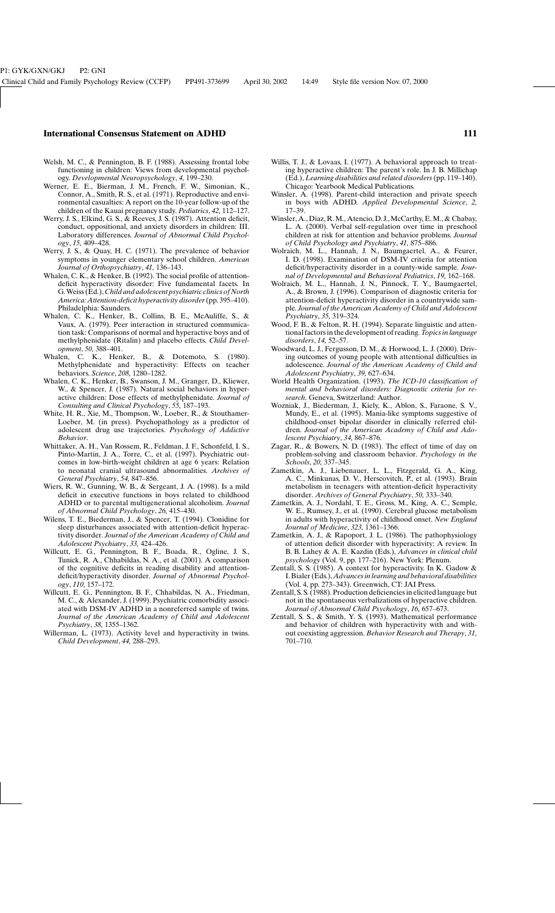- Welsh, M. C., & Pennington, B. F. (1988). Assessing frontal lobe functioning in children: Views from developmental psychology. *Developmental Neuropsychology*, *4*, 199–230.
- Werner, E. E., Bierman, J. M., French, F. W., Simonian, K., Connor, A., Smith, R. S., et al. (1971). Reproductive and environmental casualties: A report on the 10-year follow-up of the children of the Kauai pregnancy study. *Pediatrics*, *42*, 112–127.
- Werry, J. S., Elkind, G. S., & Reeves, J. S. (1987). Attention deficit, conduct, oppositional, and anxiety disorders in children: III. Laboratory differences. *Journal of Abnormal Child Psychology*, *15*, 409–428.
- Werry, J. S., & Quay, H. C. (1971). The prevalence of behavior symptoms in younger elementary school children. *American Journal of Orthopsychiatry*, *41*, 136–143.
- Whalen, C. K., & Henker, B. (1992). The social profile of attention-deficit hyperactivity disorder: Five fundamental facets. In G. Weiss (Ed.), *Child and adolescent psychiatric clinics of North America: Attention-deficit hyperactivity disorder* (pp. 395–410). Philadelphia: Saunders.
- Whalen, C. K., Henker, B., Collins, B. E., McAuliffe, S., & Vaux, A. (1979). Peer interaction in structured communication task: Comparisons of normal and hyperactive boys and of methylphenidate (Ritalin) and placebo effects. *Child Development*, *50*, 388–401.
- Whalen, C. K., Henker, B., & Dotemoto, S. (1980). Methylphenidate and hyperactivity: Effects on teacher behaviors. *Science*, *208*, 1280–1282.
- Whalen, C. K., Henker, B., Swanson, J. M., Granger, D., Kliewer, W., & Spencer, J. (1987). Natural social behaviors in hyperactive children: Dose effects of methylphenidate. *Journal of Consulting and Clinical Psychology*, *55*, 187–193.
- White, H. R., Xie, M., Thompson, W., Loeber, R., & Stouthamer-Loeber, M. (in press). Psychopathology as a predictor of adolescent drug use trajectories. *Psychology of Addictive Behavior*.
- Whittaker, A. H., Van Rossem, R., Feldman, J. F., Schonfeld, I. S., Pinto-Martin, J. A., Torre, C., et al. (1997). Psychiatric outcomes in low-birth-weight children at age 6 years: Relation to neonatal cranial ultrasound abnormalities. *Archives of General Psychiatry*, *54*, 847–856.
- Wiers, R. W., Gunning, W. B., & Sergeant, J. A. (1998). Is a mild deficit in executive functions in boys related to childhood ADHD or to parental multigenerational alcoholism. *Journal of Abnormal Child Psychology*, *26*, 415–430.
- Wilens, T. E., Biederman, J., & Spencer, T. (1994). Clonidine for sleep disturbances associated with attention-deficit hyperactivity disorder. *Journal of the American Academy of Child and Adolescent Psychiatry*, *33*, 424–426.
- Willcutt, E. G., Pennington, B. F., Boada, R., Ogline, J. S., Tunick, R. A., Chhabildas, N. A., et al. (2001). A comparison of the cognitive deficits in reading disability and attention-deficit/hyperactivity disorder. *Journal of Abnormal Psychology*, *110*, 157–172.
- Willcutt, E. G., Pennington, B. F., Chhabildas, N. A., Friedman, M. C., & Alexander, J. (1999). Psychiatric comorbidity associated with DSM-IV ADHD in a nonreferred sample of twins. *Journal of the American Academy of Child and Adolescent Psychiatry*, *38*, 1355–1362.
- Willerman, L. (1973). Activity level and hyperactivity in twins. *Child Development*, *44*, 288–293.
- Willis, T. J., & Lovaas, I. (1977). A behavioral approach to treating hyperactive children: The parent's role. In J. B. Millichap (Ed.), *Learning disabilities and related disorders* (pp. 119–140). Chicago: Yearbook Medical Publications.
- Winsler, A. (1998). Parent-child interaction and private speech in boys with ADHD. *Applied Developmental Science*, *2*, 17–39.
- Winsler, A., Diaz, R. M., Atencio, D. J., McCarthy, E. M., & Chabay, L. A. (2000). Verbal self-regulation over time in preschool children at risk for attention and behavior problems. *Journal of Child Psychology and Psychiatry*, *41*, 875–886.
- Wolraich, M. L., Hannah, J. N., Baumgaertel, A., & Feurer, I. D. (1998). Examination of DSM-IV criteria for attention deficit/hyperactivity disorder in a county-wide sample. *Journal of Developmental and Behavioral Pediatrics*, *19*, 162–168.
- Wolraich, M. L., Hannah, J. N., Pinnock, T. Y., Baumgaertel, A., & Brown, J. (1996). Comparison of diagnostic criteria for attention-deficit hyperactivity disorder in a countrywide sample. *Journal of the American Academy of Child and Adolescent Psychiatry*, *35*, 319–324.
- Wood, F. B., & Felton, R. H. (1994). Separate linguistic and attentional factors in the development of reading. *Topics in language disorders*, *14*, 52–57.
- Woodward, L. J., Fergusson, D. M., & Horwood, L. J. (2000). Driving outcomes of young people with attentional difficulties in adolescence. *Journal of the American Academy of Child and Adolescent Psychiatry*, *39*, 627–634.
- World Health Organization. (1993). *The ICD-10 classification of mental and behavioral disorders: Diagnostic criteria for research*. Geneva, Switzerland: Author.
- Wozniak, J., Biederman, J., Kiely, K., Ablon, S., Faraone, S. V., Mundy, E., et al. (1995). Mania-like symptoms suggestive of childhood-onset bipolar disorder in clinically referred children. *Journal of the American Academy of Child and Adolescent Psychiatry*, *34*, 867–876.
- Zagar, R., & Bowers, N. D. (1983). The effect of time of day on problem-solving and classroom behavior. *Psychology in the Schools*, *20*, 337–345.
- Zametkin, A. J., Liebenauer, L. L., Fitzgerald, G. A., King, A. C., Minkunas, D. V., Herscovitch, P., et al. (1993). Brain metabolism in teenagers with attention-deficit hyperactivity disorder. *Archives of General Psychiatry*, *50*, 333–340.
- Zametkin, A. J., Nordahl, T. E., Gross, M., King, A. C., Semple, W. E., Rumsey, J., et al. (1990). Cerebral glucose metabolism in adults with hyperactivity of childhood onset. *New England Journal of Medicine*, *323*, 1361–1366.
- Zametkin, A. J., & Rapoport, J. L. (1986). The pathophysiology of attention deficit disorder with hyperactivity: A review. In B. B. Lahey & A. E. Kazdin (Eds.), *Advances in clinical child psychology* (Vol. 9, pp. 177–216). New York: Plenum.
- Zentall, S. S. (1985). A context for hyperactivity. In K. Gadow & I. Bialer (Eds.), *Advances in learning and behavioral disabilities* (Vol. 4, pp. 273–343). Greenwich, CT: JAI Press.
- Zentall, S. S. (1988). Production deficiencies in elicited language but not in the spontaneous verbalizations of hyperactive children. *Journal of Abnormal Child Psychology*, *16*, 657–673.
- Zentall, S. S., & Smith, Y. S. (1993). Mathematical performance and behavior of children with hyperactivity with and without coexisting aggression. *Behavior Research and Therapy*, *31*, 701–710.